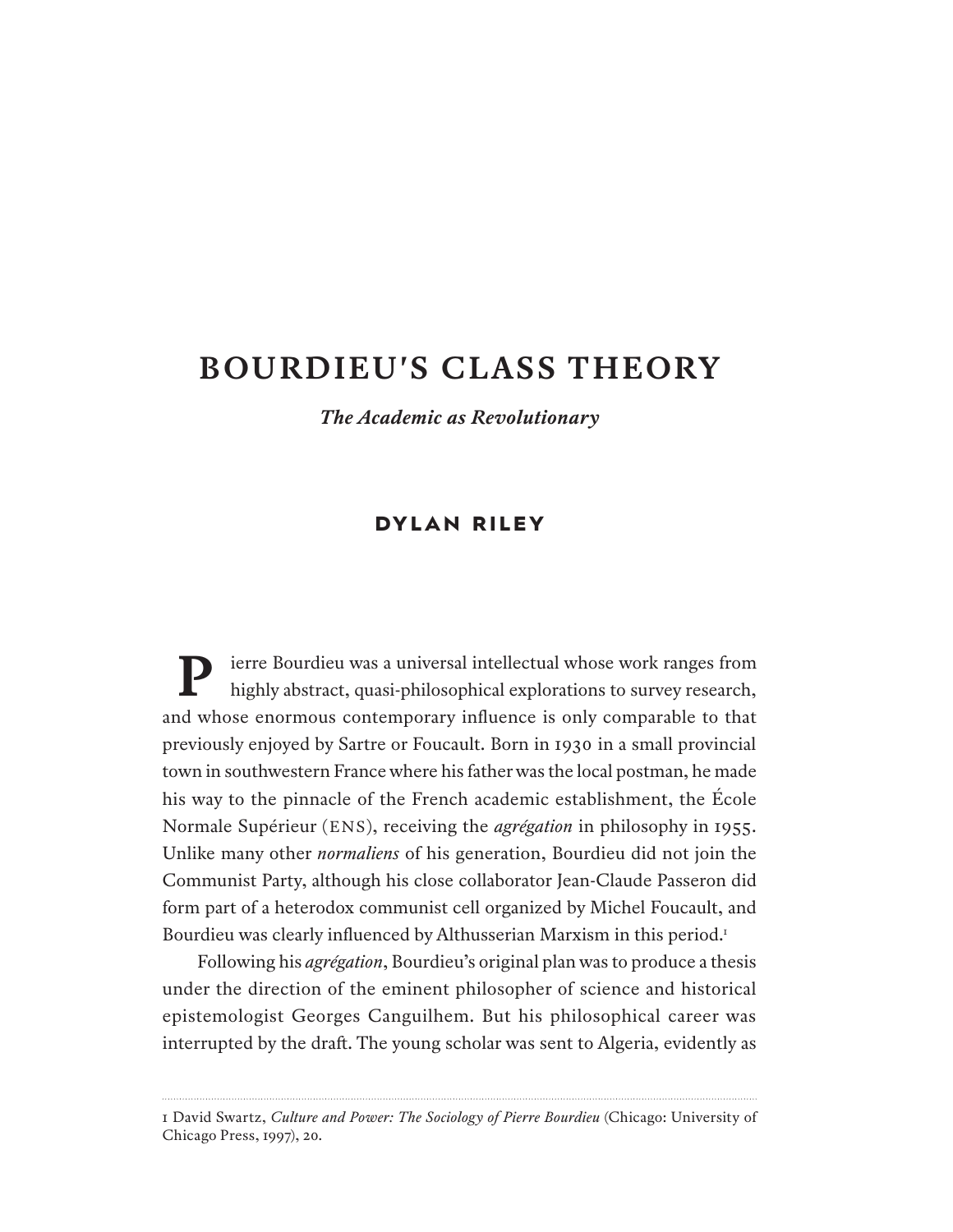# BOURDIEU'S CLASS THEORY

***The Academic as Revolutionary***

**DYLAN RILEY**

Pierre Bourdieu was a universal intellectual whose work ranges from highly abstract, quasi-philosophical explorations to survey research, and whose enormous contemporary influence is only comparable to that previously enjoyed by Sartre or Foucault. Born in 1930 in a small provincial town in southwestern France where his father was the local postman, he made his way to the pinnacle of the French academic establishment, the École Normale Supérieur (ENS), receiving the *agrégation* in philosophy in 1955. Unlike many other *normaliens* of his generation, Bourdieu did not join the Communist Party, although his close collaborator Jean-Claude Passeron did form part of a heterodox communist cell organized by Michel Foucault, and Bourdieu was clearly influenced by Althusserian Marxism in this period.[1]

Following his *agrégation*, Bourdieu's original plan was to produce a thesis under the direction of the eminent philosopher of science and historical epistemologist Georges Canguilhem. But his philosophical career was interrupted by the draft. The young scholar was sent to Algeria, evidently as

---

1 David Swartz, *Culture and Power: The Sociology of Pierre Bourdieu* (Chicago: University of Chicago Press, 1997), 20.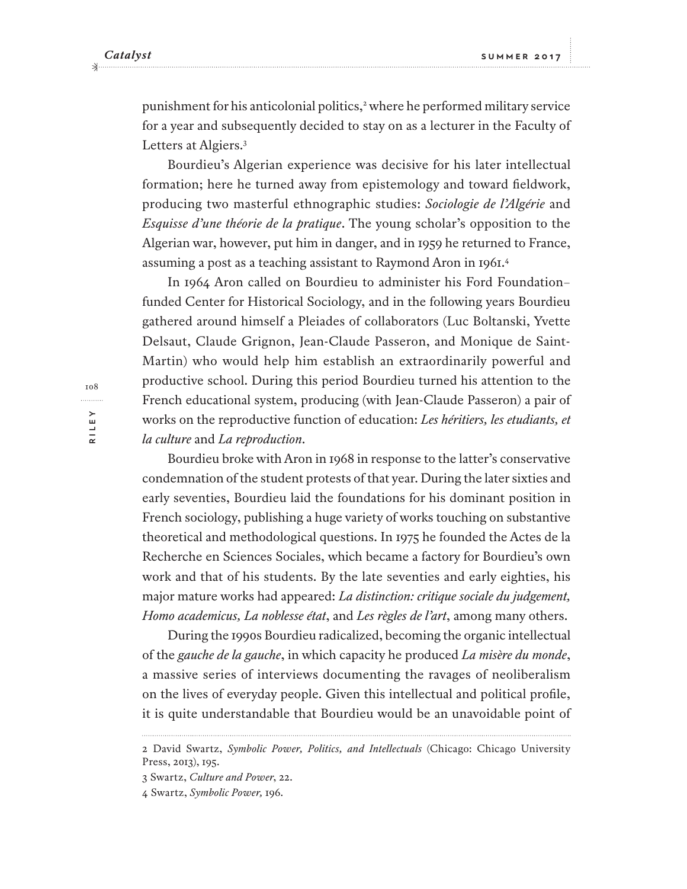punishment for his anticolonial politics,[2] where he performed military service for a year and subsequently decided to stay on as a lecturer in the Faculty of Letters at Algiers.[3]

Bourdieu's Algerian experience was decisive for his later intellectual formation; here he turned away from epistemology and toward fieldwork, producing two masterful ethnographic studies: *Sociologie de l'Algérie* and *Esquisse d'une théorie de la pratique*. The young scholar's opposition to the Algerian war, however, put him in danger, and in 1959 he returned to France, assuming a post as a teaching assistant to Raymond Aron in 1961.[4]

In 1964 Aron called on Bourdieu to administer his Ford Foundation–funded Center for Historical Sociology, and in the following years Bourdieu gathered around himself a Pleiades of collaborators (Luc Boltanski, Yvette Delsaut, Claude Grignon, Jean-Claude Passeron, and Monique de Saint-Martin) who would help him establish an extraordinarily powerful and productive school. During this period Bourdieu turned his attention to the French educational system, producing (with Jean-Claude Passeron) a pair of works on the reproductive function of education: *Les héritiers, les etudiants, et la culture* and *La reproduction*.

Bourdieu broke with Aron in 1968 in response to the latter's conservative condemnation of the student protests of that year. During the later sixties and early seventies, Bourdieu laid the foundations for his dominant position in French sociology, publishing a huge variety of works touching on substantive theoretical and methodological questions. In 1975 he founded the Actes de la Recherche en Sciences Sociales, which became a factory for Bourdieu's own work and that of his students. By the late seventies and early eighties, his major mature works had appeared: *La distinction: critique sociale du judgement, Homo academicus, La noblesse état*, and *Les règles de l'art*, among many others.

During the 1990s Bourdieu radicalized, becoming the organic intellectual of the *gauche de la gauche*, in which capacity he produced *La misère du monde*, a massive series of interviews documenting the ravages of neoliberalism on the lives of everyday people. Given this intellectual and political profile, it is quite understandable that Bourdieu would be an unavoidable point of

---

2 David Swartz, *Symbolic Power, Politics, and Intellectuals* (Chicago: Chicago University Press, 2013), 195.

3 Swartz, *Culture and Power*, 22.

4 Swartz, *Symbolic Power*, 196.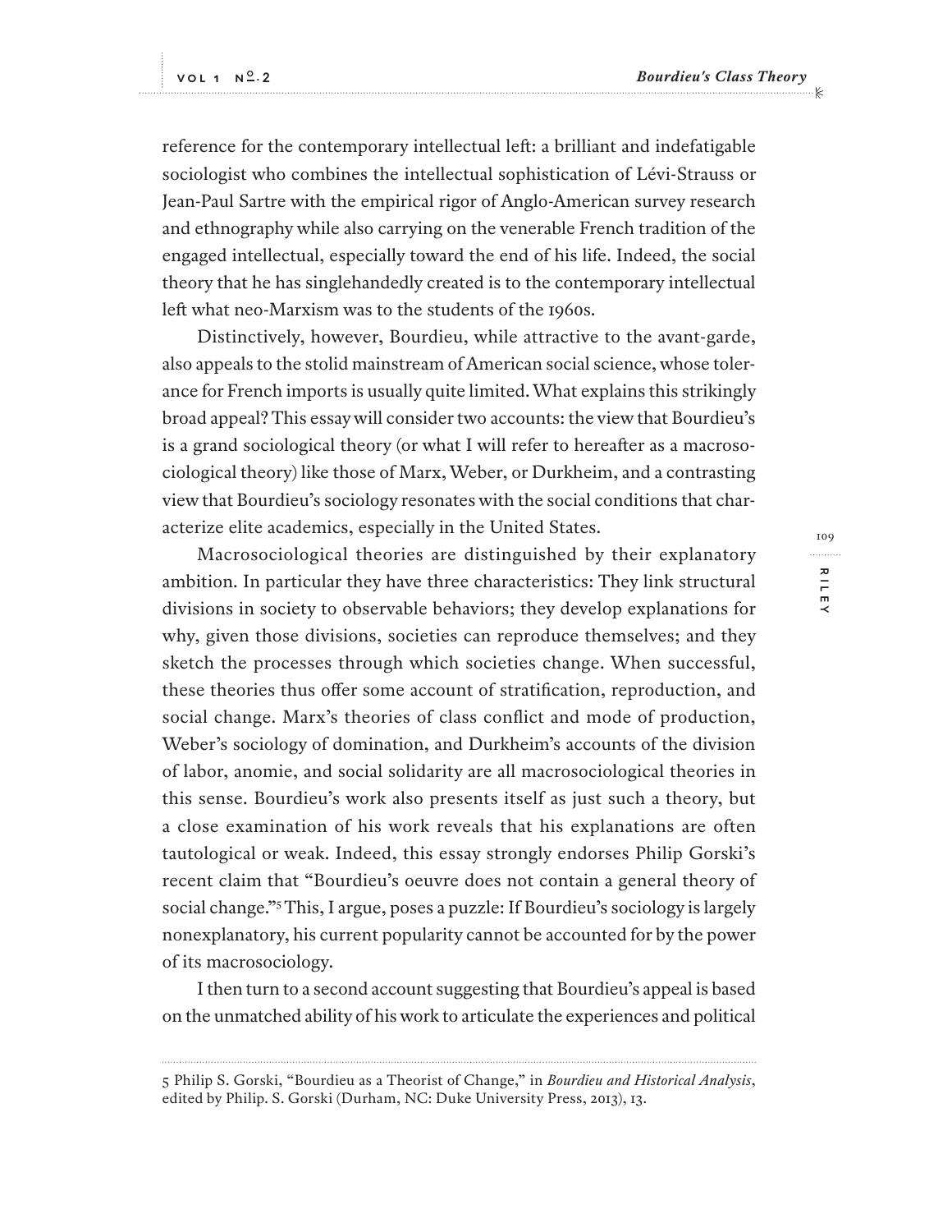reference for the contemporary intellectual left: a brilliant and indefatigable sociologist who combines the intellectual sophistication of Lévi-Strauss or Jean-Paul Sartre with the empirical rigor of Anglo-American survey research and ethnography while also carrying on the venerable French tradition of the engaged intellectual, especially toward the end of his life. Indeed, the social theory that he has singlehandedly created is to the contemporary intellectual left what neo-Marxism was to the students of the 1960s.

Distinctively, however, Bourdieu, while attractive to the avant-garde, also appeals to the stolid mainstream of American social science, whose tolerance for French imports is usually quite limited. What explains this strikingly broad appeal? This essay will consider two accounts: the view that Bourdieu's is a grand sociological theory (or what I will refer to hereafter as a macrosociological theory) like those of Marx, Weber, or Durkheim, and a contrasting view that Bourdieu's sociology resonates with the social conditions that characterize elite academics, especially in the United States.

Macrosociological theories are distinguished by their explanatory ambition. In particular they have three characteristics: They link structural divisions in society to observable behaviors; they develop explanations for why, given those divisions, societies can reproduce themselves; and they sketch the processes through which societies change. When successful, these theories thus offer some account of stratification, reproduction, and social change. Marx's theories of class conflict and mode of production, Weber's sociology of domination, and Durkheim's accounts of the division of labor, anomie, and social solidarity are all macrosociological theories in this sense. Bourdieu's work also presents itself as just such a theory, but a close examination of his work reveals that his explanations are often tautological or weak. Indeed, this essay strongly endorses Philip Gorski's recent claim that "Bourdieu's oeuvre does not contain a general theory of social change."[5] This, I argue, poses a puzzle: If Bourdieu's sociology is largely nonexplanatory, his current popularity cannot be accounted for by the power of its macrosociology.

I then turn to a second account suggesting that Bourdieu's appeal is based on the unmatched ability of his work to articulate the experiences and political

5 Philip S. Gorski, "Bourdieu as a Theorist of Change," in *Bourdieu and Historical Analysis*, edited by Philip. S. Gorski (Durham, NC: Duke University Press, 2013), 13.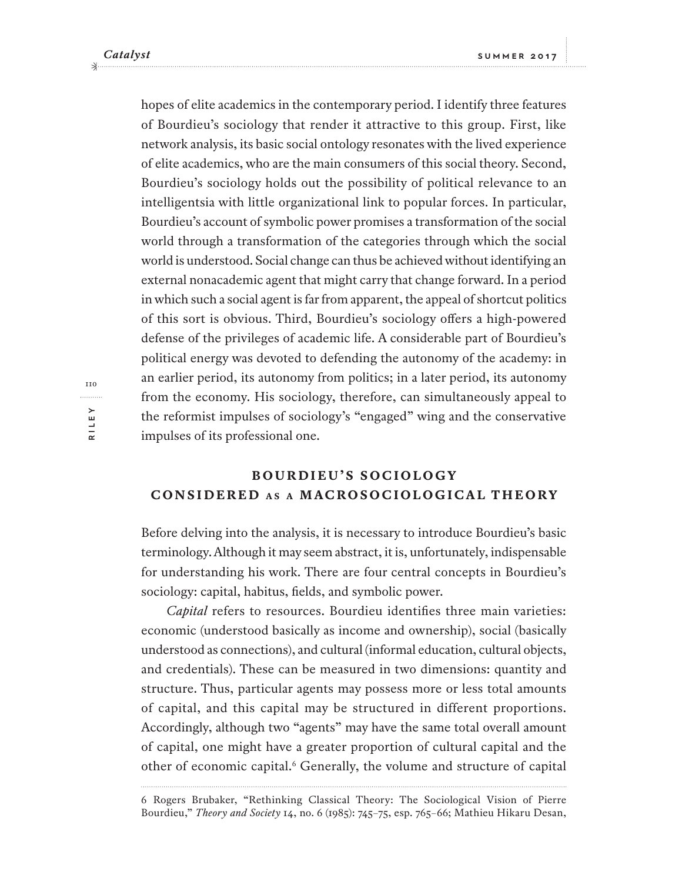hopes of elite academics in the contemporary period. I identify three features of Bourdieu's sociology that render it attractive to this group. First, like network analysis, its basic social ontology resonates with the lived experience of elite academics, who are the main consumers of this social theory. Second, Bourdieu's sociology holds out the possibility of political relevance to an intelligentsia with little organizational link to popular forces. In particular, Bourdieu's account of symbolic power promises a transformation of the social world through a transformation of the categories through which the social world is understood. Social change can thus be achieved without identifying an external nonacademic agent that might carry that change forward. In a period in which such a social agent is far from apparent, the appeal of shortcut politics of this sort is obvious. Third, Bourdieu's sociology offers a high-powered defense of the privileges of academic life. A considerable part of Bourdieu's political energy was devoted to defending the autonomy of the academy: in an earlier period, its autonomy from politics; in a later period, its autonomy from the economy. His sociology, therefore, can simultaneously appeal to the reformist impulses of sociology's "engaged" wing and the conservative impulses of its professional one.

## BOURDIEU'S SOCIOLOGY CONSIDERED AS A MACROSOCIOLOGICAL THEORY

Before delving into the analysis, it is necessary to introduce Bourdieu's basic terminology. Although it may seem abstract, it is, unfortunately, indispensable for understanding his work. There are four central concepts in Bourdieu's sociology: capital, habitus, fields, and symbolic power.

*Capital* refers to resources. Bourdieu identifies three main varieties: economic (understood basically as income and ownership), social (basically understood as connections), and cultural (informal education, cultural objects, and credentials). These can be measured in two dimensions: quantity and structure. Thus, particular agents may possess more or less total amounts of capital, and this capital may be structured in different proportions. Accordingly, although two "agents" may have the same total overall amount of capital, one might have a greater proportion of cultural capital and the other of economic capital.[6] Generally, the volume and structure of capital

6 Rogers Brubaker, "Rethinking Classical Theory: The Sociological Vision of Pierre Bourdieu," *Theory and Society* 14, no. 6 (1985): 745–75, esp. 765–66; Mathieu Hikaru Desan,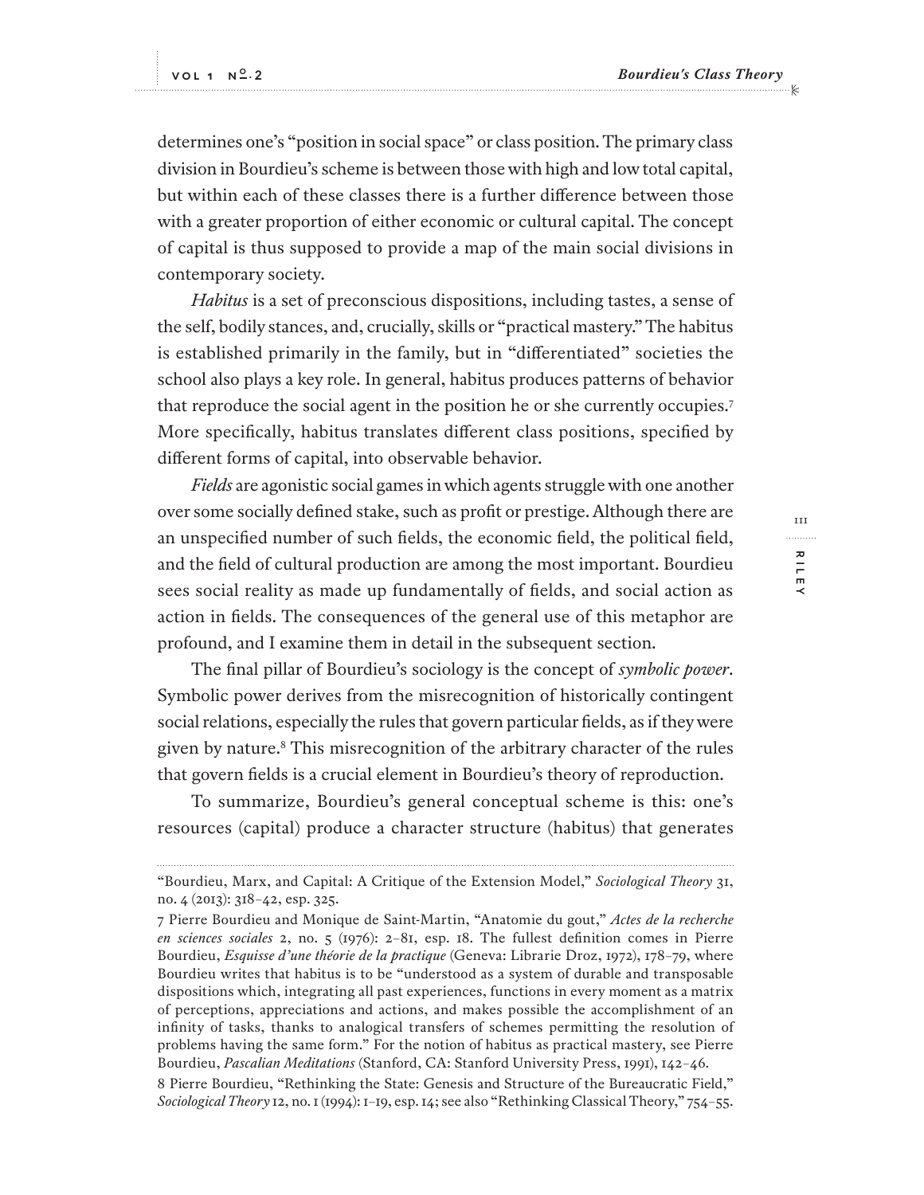determines one's "position in social space" or class position. The primary class division in Bourdieu's scheme is between those with high and low total capital, but within each of these classes there is a further difference between those with a greater proportion of either economic or cultural capital. The concept of capital is thus supposed to provide a map of the main social divisions in contemporary society.

*Habitus* is a set of preconscious dispositions, including tastes, a sense of the self, bodily stances, and, crucially, skills or "practical mastery." The habitus is established primarily in the family, but in "differentiated" societies the school also plays a key role. In general, habitus produces patterns of behavior that reproduce the social agent in the position he or she currently occupies.[7] More specifically, habitus translates different class positions, specified by different forms of capital, into observable behavior.

*Fields* are agonistic social games in which agents struggle with one another over some socially defined stake, such as profit or prestige. Although there are an unspecified number of such fields, the economic field, the political field, and the field of cultural production are among the most important. Bourdieu sees social reality as made up fundamentally of fields, and social action as action in fields. The consequences of the general use of this metaphor are profound, and I examine them in detail in the subsequent section.

The final pillar of Bourdieu's sociology is the concept of *symbolic power*. Symbolic power derives from the misrecognition of historically contingent social relations, especially the rules that govern particular fields, as if they were given by nature.[8] This misrecognition of the arbitrary character of the rules that govern fields is a crucial element in Bourdieu's theory of reproduction.

To summarize, Bourdieu's general conceptual scheme is this: one's resources (capital) produce a character structure (habitus) that generates

---

"Bourdieu, Marx, and Capital: A Critique of the Extension Model," *Sociological Theory* 31, no. 4 (2013): 318–42, esp. 325.

7 Pierre Bourdieu and Monique de Saint-Martin, "Anatomie du gout," *Actes de la recherche en sciences sociales* 2, no. 5 (1976): 2–81, esp. 18. The fullest definition comes in Pierre Bourdieu, *Esquisse d'une théorie de la practique* (Geneva: Librarie Droz, 1972), 178–79, where Bourdieu writes that habitus is to be "understood as a system of durable and transposable dispositions which, integrating all past experiences, functions in every moment as a matrix of perceptions, appreciations and actions, and makes possible the accomplishment of an infinity of tasks, thanks to analogical transfers of schemes permitting the resolution of problems having the same form." For the notion of habitus as practical mastery, see Pierre Bourdieu, *Pascalian Meditations* (Stanford, CA: Stanford University Press, 1991), 142–46.

8 Pierre Bourdieu, "Rethinking the State: Genesis and Structure of the Bureaucratic Field," *Sociological Theory* 12, no. 1 (1994): 1–19, esp. 14; see also "Rethinking Classical Theory," 754–55.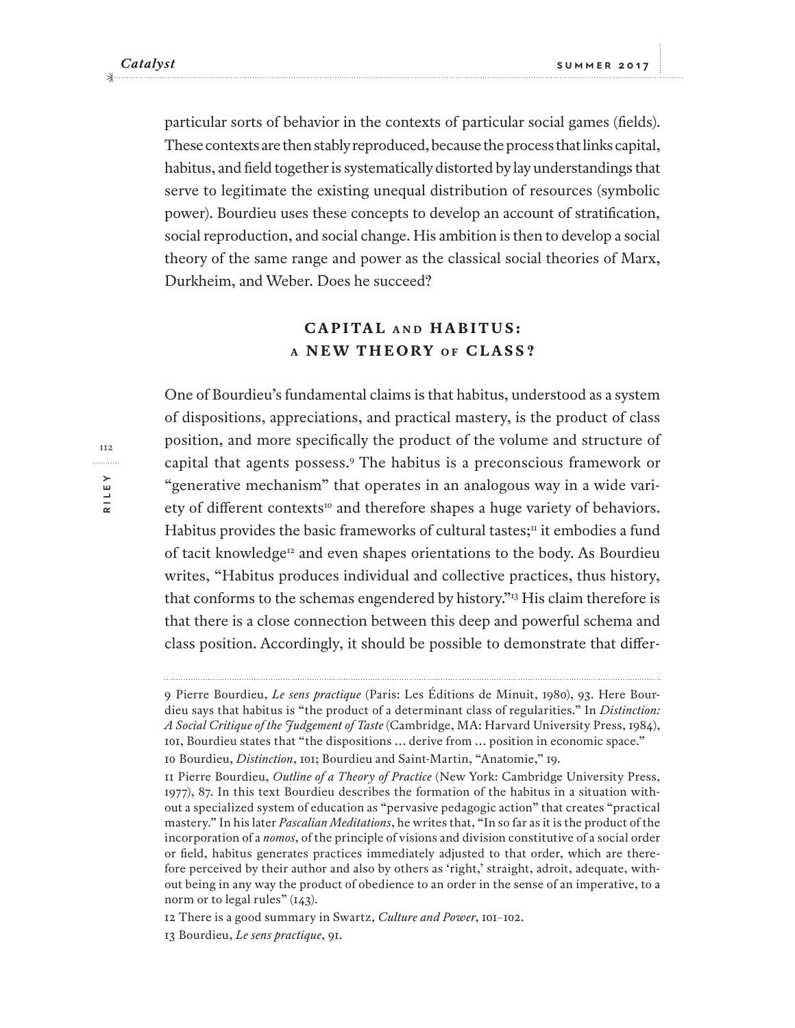particular sorts of behavior in the contexts of particular social games (fields). These contexts are then stably reproduced, because the process that links capital, habitus, and field together is systematically distorted by lay understandings that serve to legitimate the existing unequal distribution of resources (symbolic power). Bourdieu uses these concepts to develop an account of stratification, social reproduction, and social change. His ambition is then to develop a social theory of the same range and power as the classical social theories of Marx, Durkheim, and Weber. Does he succeed?

## CAPITAL AND HABITUS: A NEW THEORY OF CLASS?

One of Bourdieu's fundamental claims is that habitus, understood as a system of dispositions, appreciations, and practical mastery, is the product of class position, and more specifically the product of the volume and structure of capital that agents possess.[9] The habitus is a preconscious framework or "generative mechanism" that operates in an analogous way in a wide variety of different contexts[10] and therefore shapes a huge variety of behaviors. Habitus provides the basic frameworks of cultural tastes;[11] it embodies a fund of tacit knowledge[12] and even shapes orientations to the body. As Bourdieu writes, "Habitus produces individual and collective practices, thus history, that conforms to the schemas engendered by history."[13] His claim therefore is that there is a close connection between this deep and powerful schema and class position. Accordingly, it should be possible to demonstrate that differ-

---

9 Pierre Bourdieu, *Le sens practique* (Paris: Les Éditions de Minuit, 1980), 93. Here Bourdieu says that habitus is "the product of a determinant class of regularities." In *Distinction: A Social Critique of the Judgement of Taste* (Cambridge, MA: Harvard University Press, 1984), 101, Bourdieu states that "the dispositions … derive from … position in economic space."

10 Bourdieu, *Distinction*, 101; Bourdieu and Saint-Martin, "Anatomie," 19.

11 Pierre Bourdieu, *Outline of a Theory of Practice* (New York: Cambridge University Press, 1977), 87. In this text Bourdieu describes the formation of the habitus in a situation without a specialized system of education as "pervasive pedagogic action" that creates "practical mastery." In his later *Pascalian Meditations*, he writes that, "In so far as it is the product of the incorporation of a *nomos*, of the principle of visions and division constitutive of a social order or field, habitus generates practices immediately adjusted to that order, which are therefore perceived by their author and also by others as 'right,' straight, adroit, adequate, without being in any way the product of obedience to an order in the sense of an imperative, to a norm or to legal rules" (143).

12 There is a good summary in Swartz, *Culture and Power*, 101–102.

13 Bourdieu, *Le sens practique*, 91.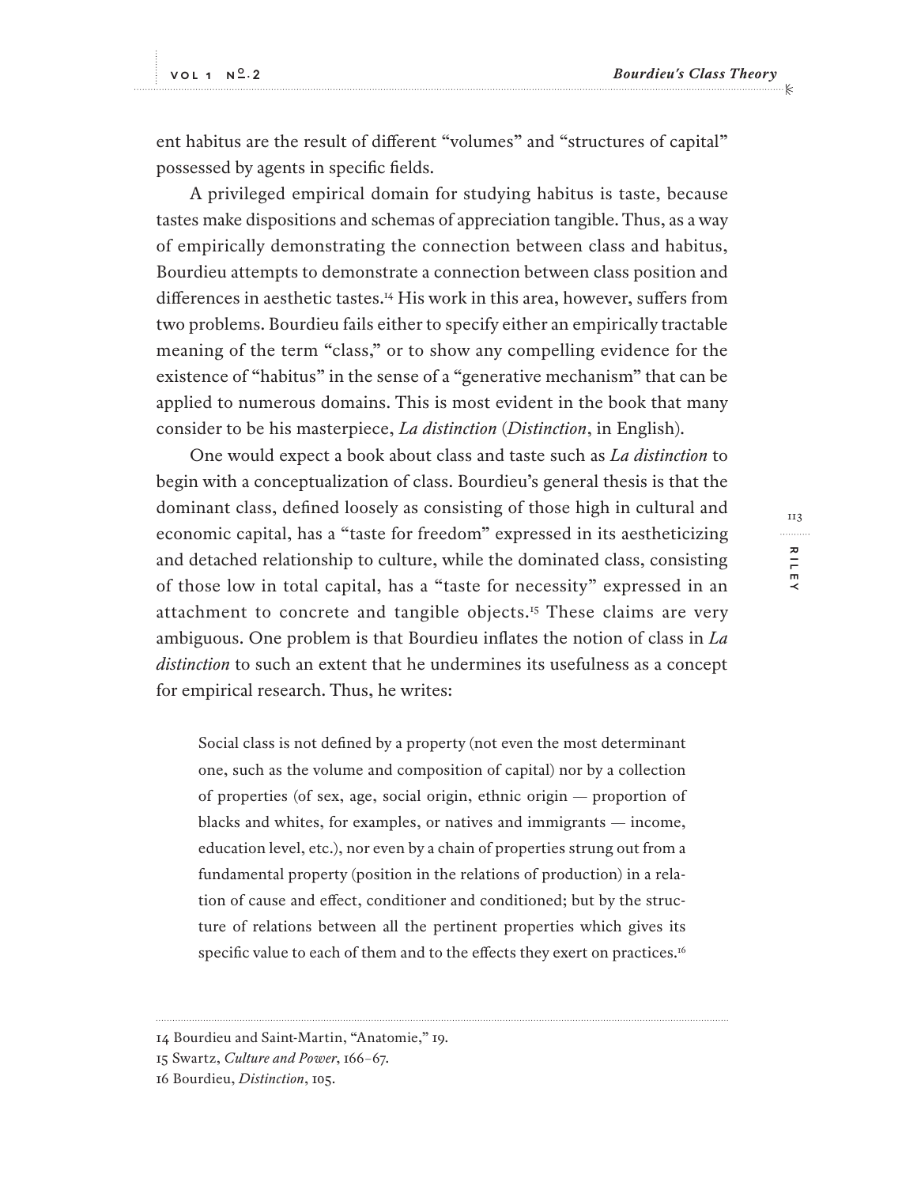ent habitus are the result of different "volumes" and "structures of capital" possessed by agents in specific fields.

A privileged empirical domain for studying habitus is taste, because tastes make dispositions and schemas of appreciation tangible. Thus, as a way of empirically demonstrating the connection between class and habitus, Bourdieu attempts to demonstrate a connection between class position and differences in aesthetic tastes.[14] His work in this area, however, suffers from two problems. Bourdieu fails either to specify either an empirically tractable meaning of the term "class," or to show any compelling evidence for the existence of "habitus" in the sense of a "generative mechanism" that can be applied to numerous domains. This is most evident in the book that many consider to be his masterpiece, *La distinction* (*Distinction*, in English).

One would expect a book about class and taste such as *La distinction* to begin with a conceptualization of class. Bourdieu's general thesis is that the dominant class, defined loosely as consisting of those high in cultural and economic capital, has a "taste for freedom" expressed in its aestheticizing and detached relationship to culture, while the dominated class, consisting of those low in total capital, has a "taste for necessity" expressed in an attachment to concrete and tangible objects.[15] These claims are very ambiguous. One problem is that Bourdieu inflates the notion of class in *La distinction* to such an extent that he undermines its usefulness as a concept for empirical research. Thus, he writes:

> Social class is not defined by a property (not even the most determinant one, such as the volume and composition of capital) nor by a collection of properties (of sex, age, social origin, ethnic origin — proportion of blacks and whites, for examples, or natives and immigrants — income, education level, etc.), nor even by a chain of properties strung out from a fundamental property (position in the relations of production) in a relation of cause and effect, conditioner and conditioned; but by the structure of relations between all the pertinent properties which gives its specific value to each of them and to the effects they exert on practices.[16]

---

14 Bourdieu and Saint-Martin, "Anatomie," 19.

15 Swartz, *Culture and Power*, 166–67.

16 Bourdieu, *Distinction*, 105.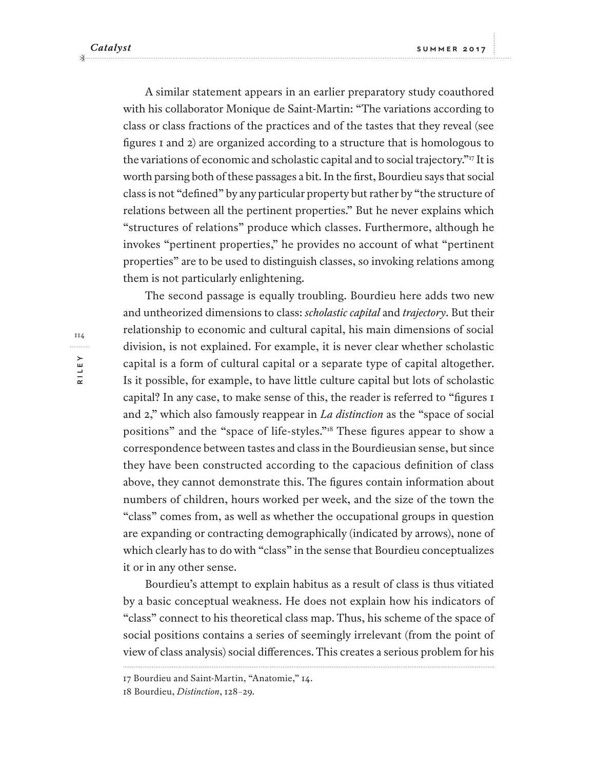A similar statement appears in an earlier preparatory study coauthored with his collaborator Monique de Saint-Martin: "The variations according to class or class fractions of the practices and of the tastes that they reveal (see figures 1 and 2) are organized according to a structure that is homologous to the variations of economic and scholastic capital and to social trajectory."[17] It is worth parsing both of these passages a bit. In the first, Bourdieu says that social class is not "defined" by any particular property but rather by "the structure of relations between all the pertinent properties." But he never explains which "structures of relations" produce which classes. Furthermore, although he invokes "pertinent properties," he provides no account of what "pertinent properties" are to be used to distinguish classes, so invoking relations among them is not particularly enlightening.

The second passage is equally troubling. Bourdieu here adds two new and untheorized dimensions to class: *scholastic capital* and *trajectory*. But their relationship to economic and cultural capital, his main dimensions of social division, is not explained. For example, it is never clear whether scholastic capital is a form of cultural capital or a separate type of capital altogether. Is it possible, for example, to have little culture capital but lots of scholastic capital? In any case, to make sense of this, the reader is referred to "figures 1 and 2," which also famously reappear in *La distinction* as the "space of social positions" and the "space of life-styles."[18] These figures appear to show a correspondence between tastes and class in the Bourdieusian sense, but since they have been constructed according to the capacious definition of class above, they cannot demonstrate this. The figures contain information about numbers of children, hours worked per week, and the size of the town the "class" comes from, as well as whether the occupational groups in question are expanding or contracting demographically (indicated by arrows), none of which clearly has to do with "class" in the sense that Bourdieu conceptualizes it or in any other sense.

Bourdieu's attempt to explain habitus as a result of class is thus vitiated by a basic conceptual weakness. He does not explain how his indicators of "class" connect to his theoretical class map. Thus, his scheme of the space of social positions contains a series of seemingly irrelevant (from the point of view of class analysis) social differences. This creates a serious problem for his

17 Bourdieu and Saint-Martin, "Anatomie," 14.

18 Bourdieu, *Distinction*, 128–29.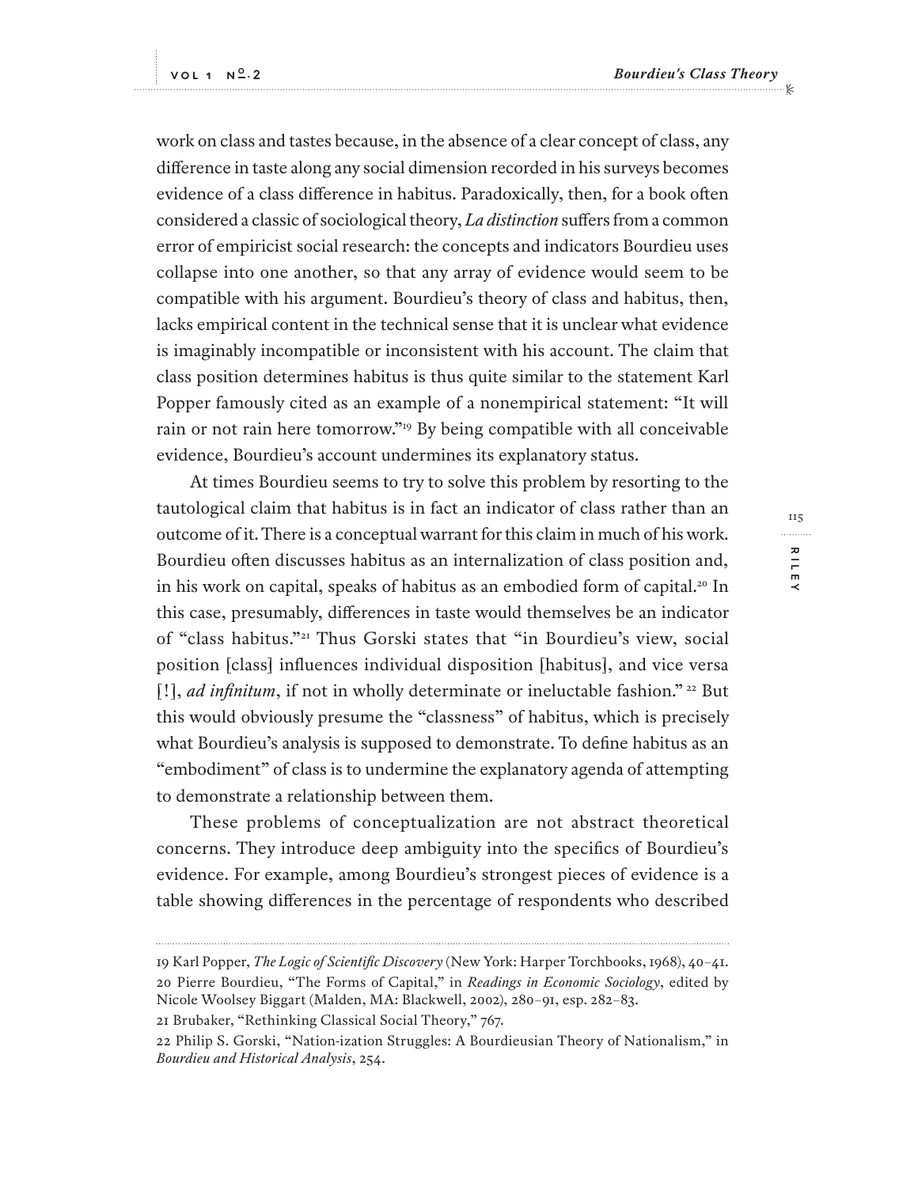work on class and tastes because, in the absence of a clear concept of class, any difference in taste along any social dimension recorded in his surveys becomes evidence of a class difference in habitus. Paradoxically, then, for a book often considered a classic of sociological theory, *La distinction* suffers from a common error of empiricist social research: the concepts and indicators Bourdieu uses collapse into one another, so that any array of evidence would seem to be compatible with his argument. Bourdieu's theory of class and habitus, then, lacks empirical content in the technical sense that it is unclear what evidence is imaginably incompatible or inconsistent with his account. The claim that class position determines habitus is thus quite similar to the statement Karl Popper famously cited as an example of a nonempirical statement: "It will rain or not rain here tomorrow."[19] By being compatible with all conceivable evidence, Bourdieu's account undermines its explanatory status.

At times Bourdieu seems to try to solve this problem by resorting to the tautological claim that habitus is in fact an indicator of class rather than an outcome of it. There is a conceptual warrant for this claim in much of his work. Bourdieu often discusses habitus as an internalization of class position and, in his work on capital, speaks of habitus as an embodied form of capital.[20] In this case, presumably, differences in taste would themselves be an indicator of "class habitus."[21] Thus Gorski states that "in Bourdieu's view, social position [class] influences individual disposition [habitus], and vice versa [!], *ad infinitum*, if not in wholly determinate or ineluctable fashion."[22] But this would obviously presume the "classness" of habitus, which is precisely what Bourdieu's analysis is supposed to demonstrate. To define habitus as an "embodiment" of class is to undermine the explanatory agenda of attempting to demonstrate a relationship between them.

These problems of conceptualization are not abstract theoretical concerns. They introduce deep ambiguity into the specifics of Bourdieu's evidence. For example, among Bourdieu's strongest pieces of evidence is a table showing differences in the percentage of respondents who described

---

19 Karl Popper, *The Logic of Scientific Discovery* (New York: Harper Torchbooks, 1968), 40–41.

20 Pierre Bourdieu, "The Forms of Capital," in *Readings in Economic Sociology*, edited by Nicole Woolsey Biggart (Malden, MA: Blackwell, 2002), 280–91, esp. 282–83.

21 Brubaker, "Rethinking Classical Social Theory," 767.

22 Philip S. Gorski, "Nation-ization Struggles: A Bourdieusian Theory of Nationalism," in *Bourdieu and Historical Analysis*, 254.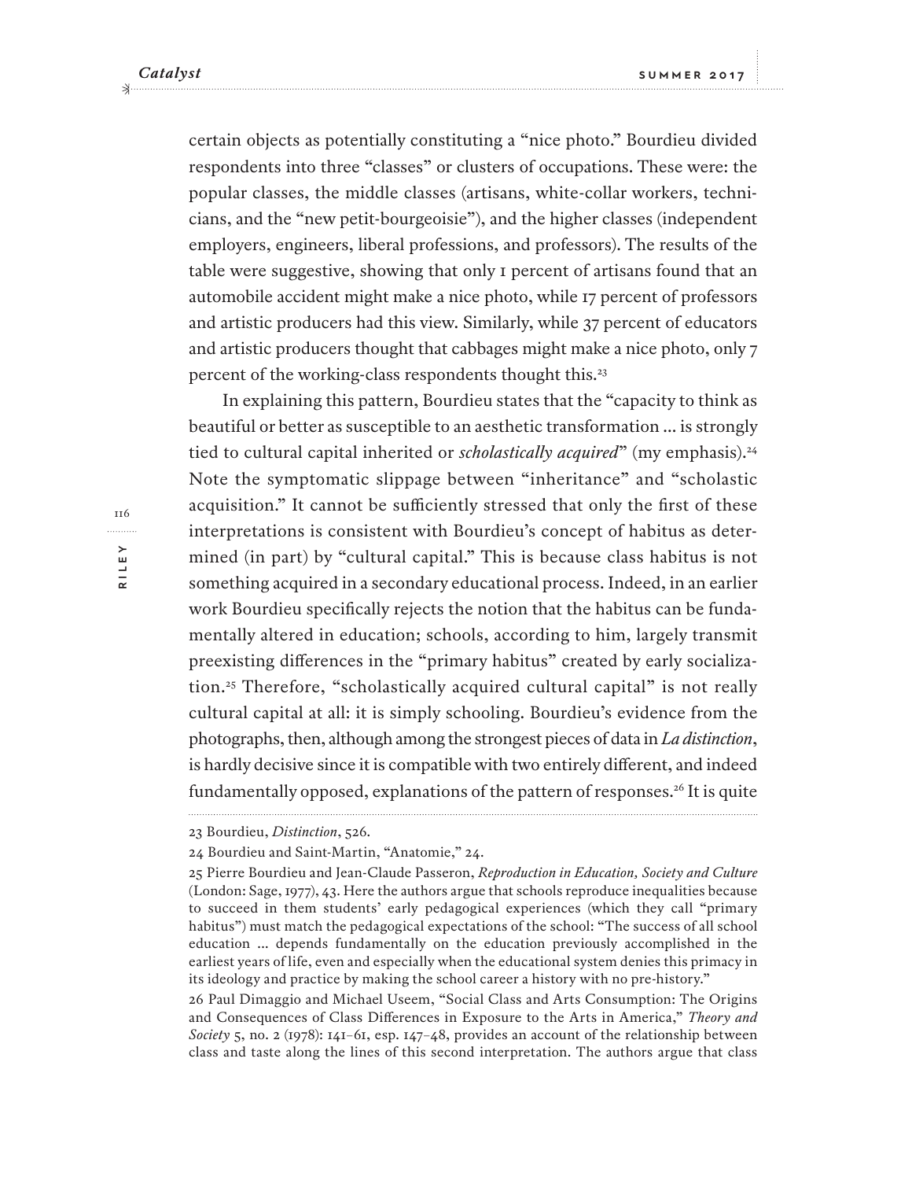certain objects as potentially constituting a "nice photo." Bourdieu divided respondents into three "classes" or clusters of occupations. These were: the popular classes, the middle classes (artisans, white-collar workers, technicians, and the "new petit-bourgeoisie"), and the higher classes (independent employers, engineers, liberal professions, and professors). The results of the table were suggestive, showing that only 1 percent of artisans found that an automobile accident might make a nice photo, while 17 percent of professors and artistic producers had this view. Similarly, while 37 percent of educators and artistic producers thought that cabbages might make a nice photo, only 7 percent of the working-class respondents thought this.[23]

In explaining this pattern, Bourdieu states that the "capacity to think as beautiful or better as susceptible to an aesthetic transformation ... is strongly tied to cultural capital inherited or *scholastically acquired*" (my emphasis).[24] Note the symptomatic slippage between "inheritance" and "scholastic acquisition." It cannot be sufficiently stressed that only the first of these interpretations is consistent with Bourdieu's concept of habitus as determined (in part) by "cultural capital." This is because class habitus is not something acquired in a secondary educational process. Indeed, in an earlier work Bourdieu specifically rejects the notion that the habitus can be fundamentally altered in education; schools, according to him, largely transmit preexisting differences in the "primary habitus" created by early socialization.[25] Therefore, "scholastically acquired cultural capital" is not really cultural capital at all: it is simply schooling. Bourdieu's evidence from the photographs, then, although among the strongest pieces of data in *La distinction*, is hardly decisive since it is compatible with two entirely different, and indeed fundamentally opposed, explanations of the pattern of responses.[26] It is quite

---

23 Bourdieu, *Distinction*, 526.

24 Bourdieu and Saint-Martin, "Anatomie," 24.

25 Pierre Bourdieu and Jean-Claude Passeron, *Reproduction in Education, Society and Culture* (London: Sage, 1977), 43. Here the authors argue that schools reproduce inequalities because to succeed in them students' early pedagogical experiences (which they call "primary habitus") must match the pedagogical expectations of the school: "The success of all school education ... depends fundamentally on the education previously accomplished in the earliest years of life, even and especially when the educational system denies this primacy in its ideology and practice by making the school career a history with no pre-history."

26 Paul Dimaggio and Michael Useem, "Social Class and Arts Consumption: The Origins and Consequences of Class Differences in Exposure to the Arts in America," *Theory and Society* 5, no. 2 (1978): 141–61, esp. 147–48, provides an account of the relationship between class and taste along the lines of this second interpretation. The authors argue that class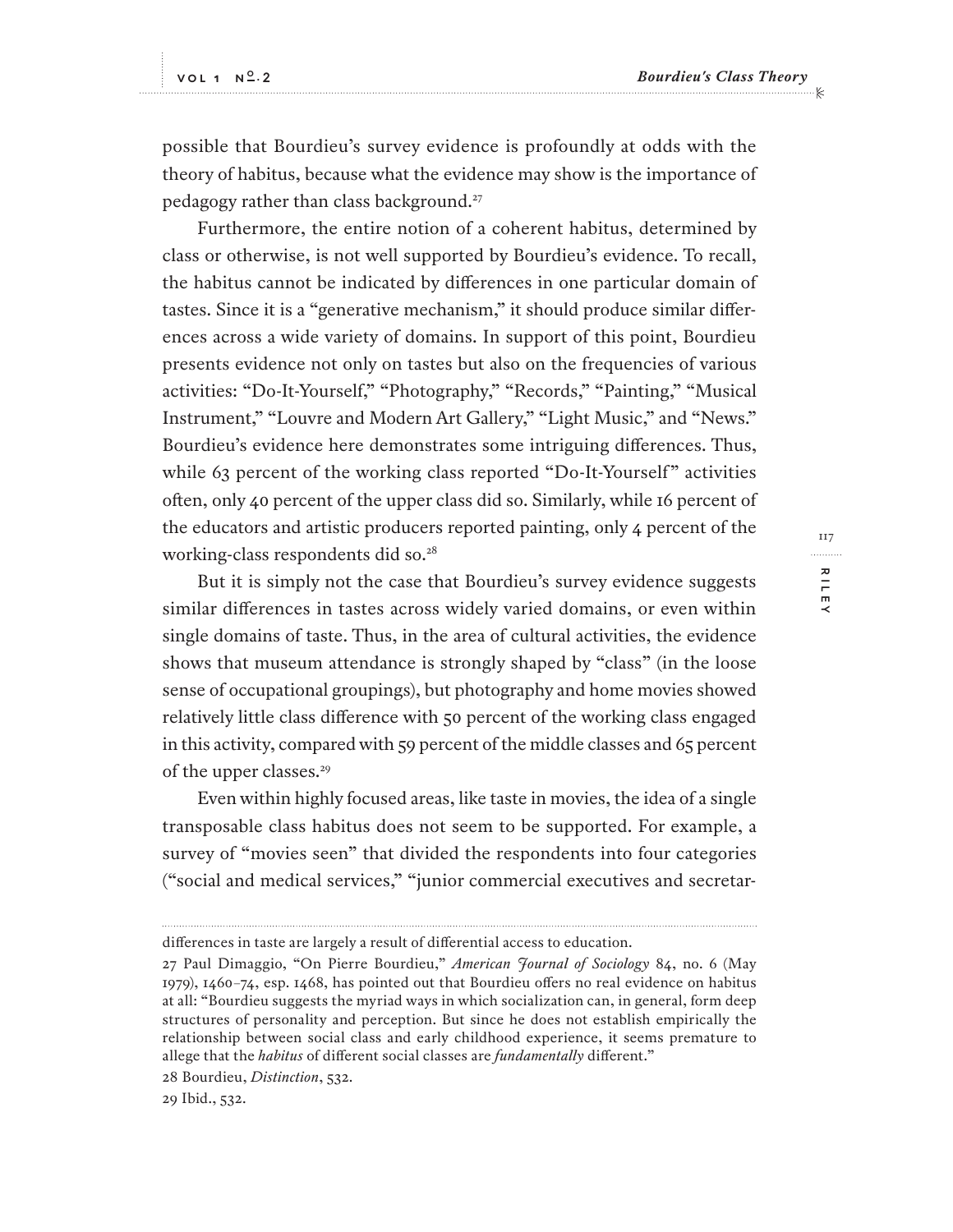possible that Bourdieu's survey evidence is profoundly at odds with the theory of habitus, because what the evidence may show is the importance of pedagogy rather than class background.[27]

Furthermore, the entire notion of a coherent habitus, determined by class or otherwise, is not well supported by Bourdieu's evidence. To recall, the habitus cannot be indicated by differences in one particular domain of tastes. Since it is a "generative mechanism," it should produce similar differences across a wide variety of domains. In support of this point, Bourdieu presents evidence not only on tastes but also on the frequencies of various activities: "Do-It-Yourself," "Photography," "Records," "Painting," "Musical Instrument," "Louvre and Modern Art Gallery," "Light Music," and "News." Bourdieu's evidence here demonstrates some intriguing differences. Thus, while 63 percent of the working class reported "Do-It-Yourself" activities often, only 40 percent of the upper class did so. Similarly, while 16 percent of the educators and artistic producers reported painting, only 4 percent of the working-class respondents did so.[28]

But it is simply not the case that Bourdieu's survey evidence suggests similar differences in tastes across widely varied domains, or even within single domains of taste. Thus, in the area of cultural activities, the evidence shows that museum attendance is strongly shaped by "class" (in the loose sense of occupational groupings), but photography and home movies showed relatively little class difference with 50 percent of the working class engaged in this activity, compared with 59 percent of the middle classes and 65 percent of the upper classes.[29]

Even within highly focused areas, like taste in movies, the idea of a single transposable class habitus does not seem to be supported. For example, a survey of "movies seen" that divided the respondents into four categories ("social and medical services," "junior commercial executives and secretar-

---

differences in taste are largely a result of differential access to education.

27 Paul Dimaggio, "On Pierre Bourdieu," *American Journal of Sociology* 84, no. 6 (May 1979), 1460–74, esp. 1468, has pointed out that Bourdieu offers no real evidence on habitus at all: "Bourdieu suggests the myriad ways in which socialization can, in general, form deep structures of personality and perception. But since he does not establish empirically the relationship between social class and early childhood experience, it seems premature to allege that the *habitus* of different social classes are *fundamentally* different."

28 Bourdieu, *Distinction*, 532.

29 Ibid., 532.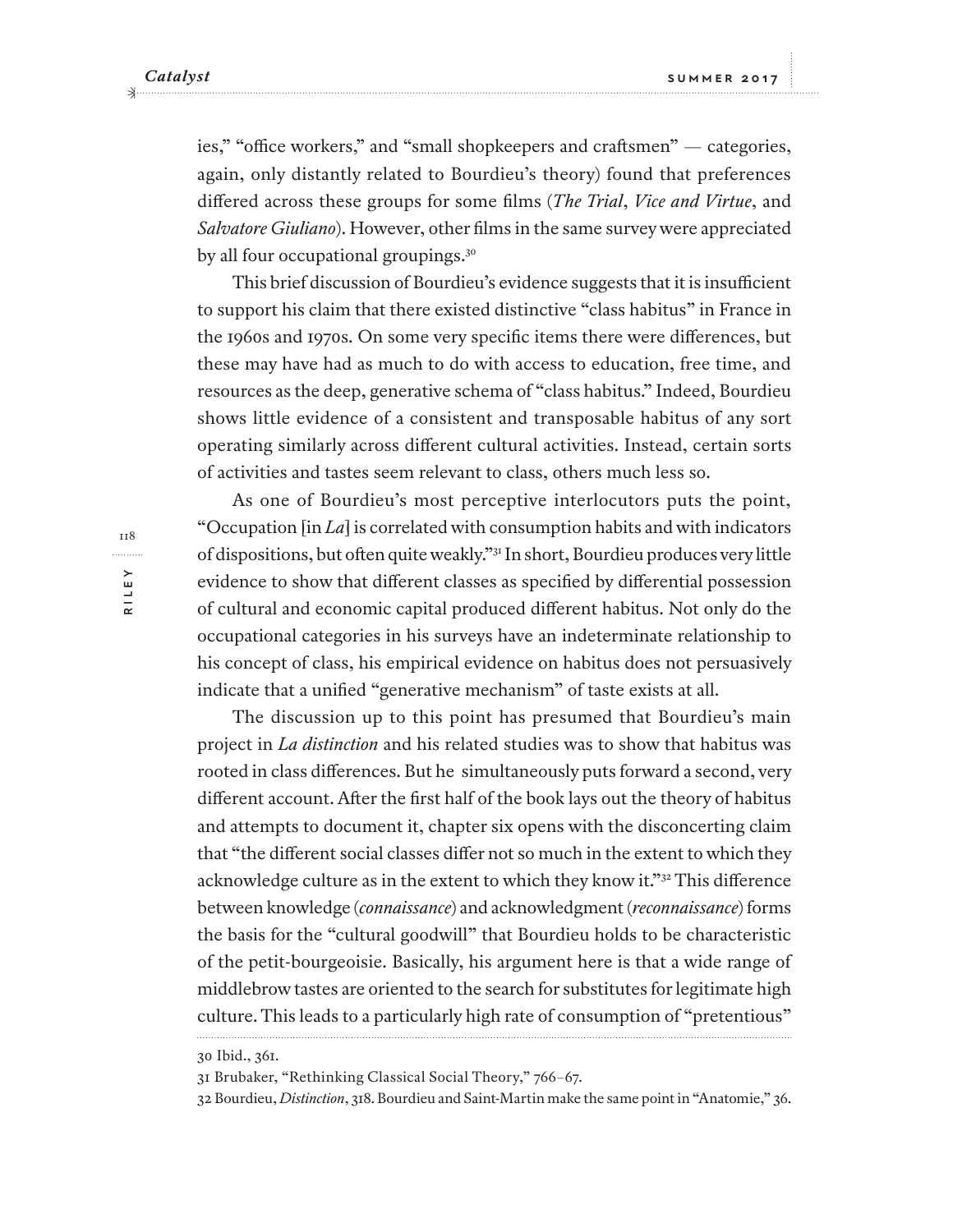ies," "office workers," and "small shopkeepers and craftsmen" — categories, again, only distantly related to Bourdieu's theory) found that preferences differed across these groups for some films (*The Trial*, *Vice and Virtue*, and *Salvatore Giuliano*). However, other films in the same survey were appreciated by all four occupational groupings.[30]

This brief discussion of Bourdieu's evidence suggests that it is insufficient to support his claim that there existed distinctive "class habitus" in France in the 1960s and 1970s. On some very specific items there were differences, but these may have had as much to do with access to education, free time, and resources as the deep, generative schema of "class habitus." Indeed, Bourdieu shows little evidence of a consistent and transposable habitus of any sort operating similarly across different cultural activities. Instead, certain sorts of activities and tastes seem relevant to class, others much less so.

As one of Bourdieu's most perceptive interlocutors puts the point, "Occupation [in *La*] is correlated with consumption habits and with indicators of dispositions, but often quite weakly."[31] In short, Bourdieu produces very little evidence to show that different classes as specified by differential possession of cultural and economic capital produced different habitus. Not only do the occupational categories in his surveys have an indeterminate relationship to his concept of class, his empirical evidence on habitus does not persuasively indicate that a unified "generative mechanism" of taste exists at all.

The discussion up to this point has presumed that Bourdieu's main project in *La distinction* and his related studies was to show that habitus was rooted in class differences. But he simultaneously puts forward a second, very different account. After the first half of the book lays out the theory of habitus and attempts to document it, chapter six opens with the disconcerting claim that "the different social classes differ not so much in the extent to which they acknowledge culture as in the extent to which they know it."[32] This difference between knowledge (*connaissance*) and acknowledgment (*reconnaissance*) forms the basis for the "cultural goodwill" that Bourdieu holds to be characteristic of the petit-bourgeoisie. Basically, his argument here is that a wide range of middlebrow tastes are oriented to the search for substitutes for legitimate high culture. This leads to a particularly high rate of consumption of "pretentious"

---

30 Ibid., 361.

31 Brubaker, "Rethinking Classical Social Theory," 766–67.

32 Bourdieu, *Distinction*, 318. Bourdieu and Saint-Martin make the same point in "Anatomie," 36.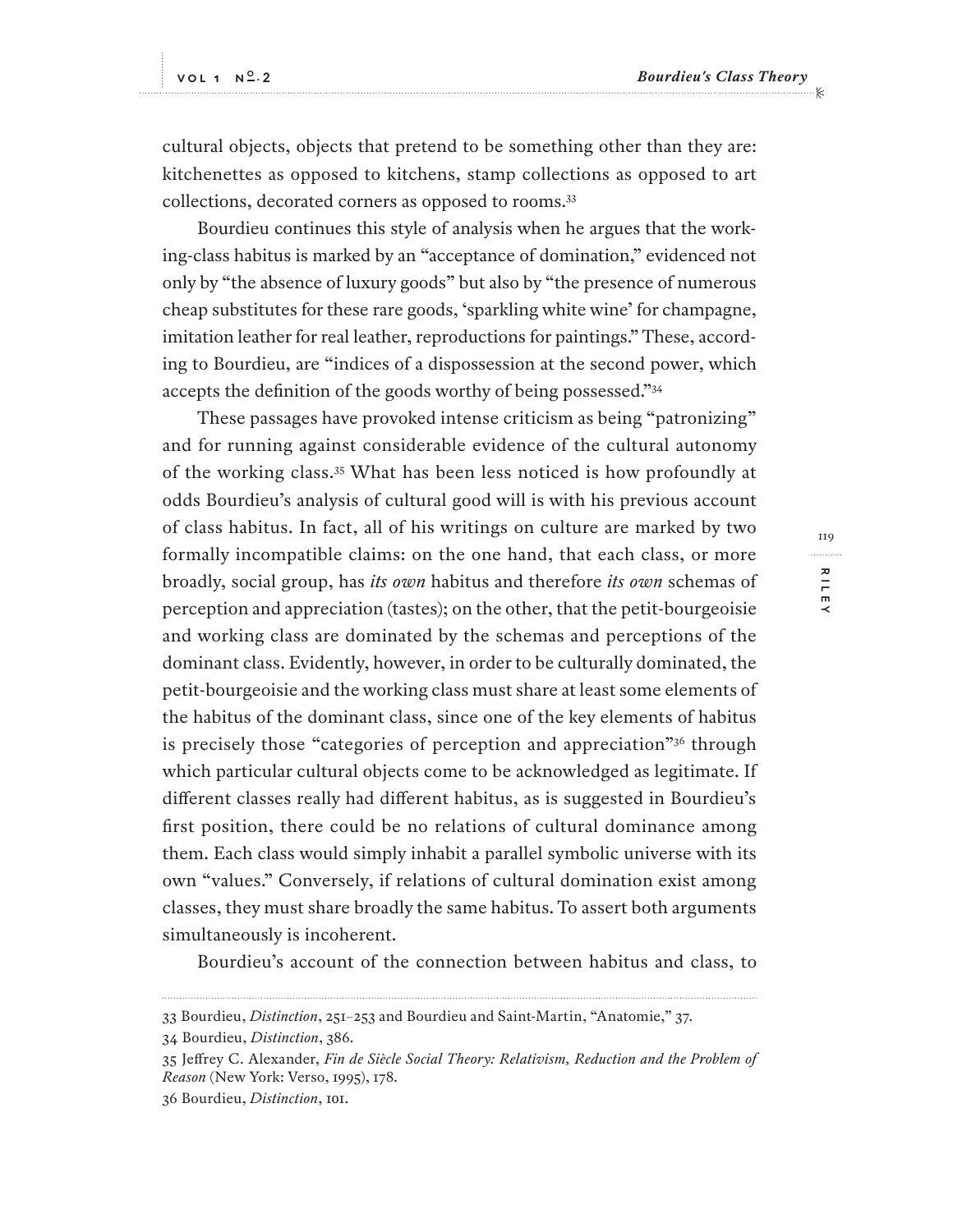cultural objects, objects that pretend to be something other than they are: kitchenettes as opposed to kitchens, stamp collections as opposed to art collections, decorated corners as opposed to rooms.[33]

Bourdieu continues this style of analysis when he argues that the working-class habitus is marked by an "acceptance of domination," evidenced not only by "the absence of luxury goods" but also by "the presence of numerous cheap substitutes for these rare goods, 'sparkling white wine' for champagne, imitation leather for real leather, reproductions for paintings." These, according to Bourdieu, are "indices of a dispossession at the second power, which accepts the definition of the goods worthy of being possessed."[34]

These passages have provoked intense criticism as being "patronizing" and for running against considerable evidence of the cultural autonomy of the working class.[35] What has been less noticed is how profoundly at odds Bourdieu's analysis of cultural good will is with his previous account of class habitus. In fact, all of his writings on culture are marked by two formally incompatible claims: on the one hand, that each class, or more broadly, social group, has *its own* habitus and therefore *its own* schemas of perception and appreciation (tastes); on the other, that the petit-bourgeoisie and working class are dominated by the schemas and perceptions of the dominant class. Evidently, however, in order to be culturally dominated, the petit-bourgeoisie and the working class must share at least some elements of the habitus of the dominant class, since one of the key elements of habitus is precisely those "categories of perception and appreciation"[36] through which particular cultural objects come to be acknowledged as legitimate. If different classes really had different habitus, as is suggested in Bourdieu's first position, there could be no relations of cultural dominance among them. Each class would simply inhabit a parallel symbolic universe with its own "values." Conversely, if relations of cultural domination exist among classes, they must share broadly the same habitus. To assert both arguments simultaneously is incoherent.

Bourdieu's account of the connection between habitus and class, to

---

33 Bourdieu, *Distinction*, 251–253 and Bourdieu and Saint-Martin, "Anatomie," 37.

34 Bourdieu, *Distinction*, 386.

35 Jeffrey C. Alexander, *Fin de Siècle Social Theory: Relativism, Reduction and the Problem of Reason* (New York: Verso, 1995), 178.

36 Bourdieu, *Distinction*, 101.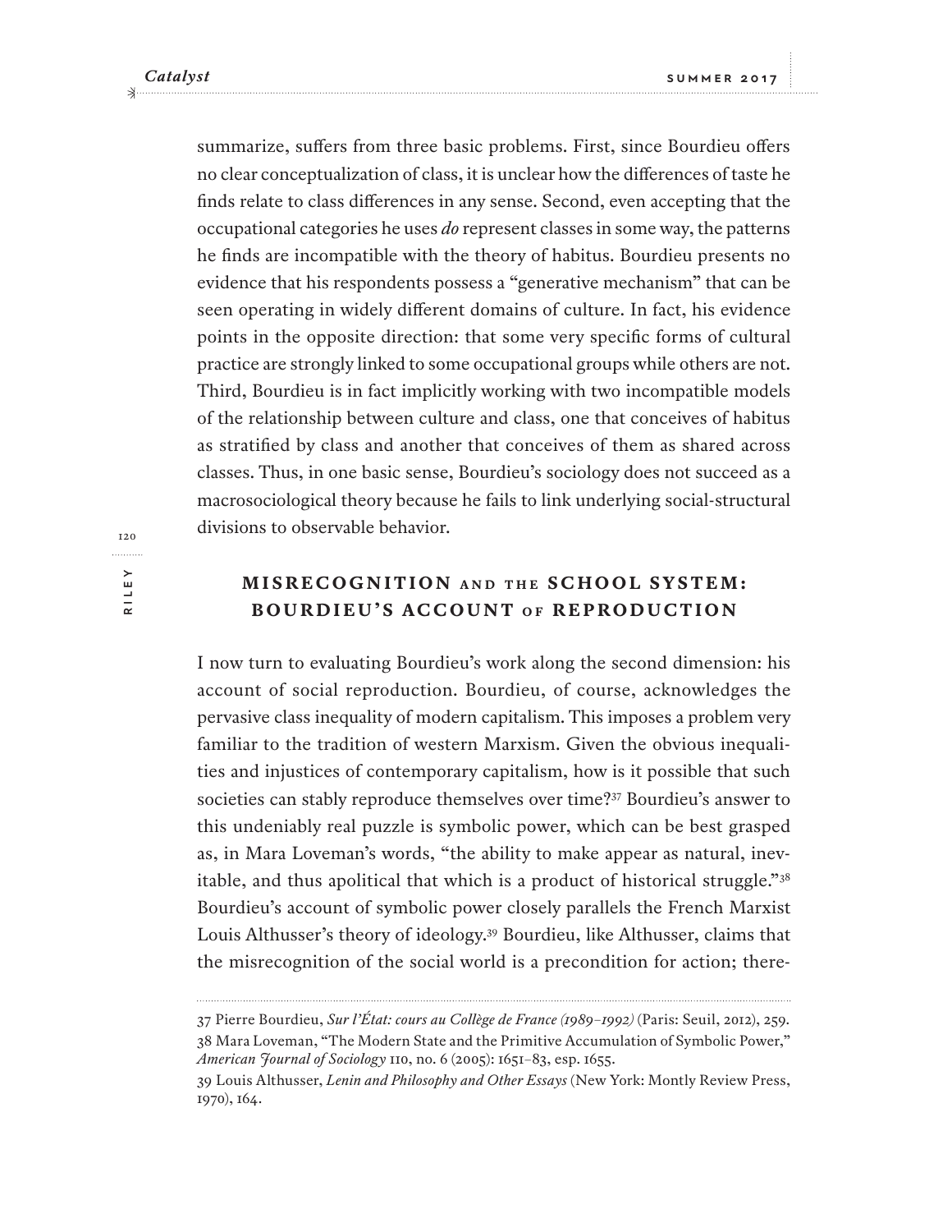summarize, suffers from three basic problems. First, since Bourdieu offers no clear conceptualization of class, it is unclear how the differences of taste he finds relate to class differences in any sense. Second, even accepting that the occupational categories he uses *do* represent classes in some way, the patterns he finds are incompatible with the theory of habitus. Bourdieu presents no evidence that his respondents possess a "generative mechanism" that can be seen operating in widely different domains of culture. In fact, his evidence points in the opposite direction: that some very specific forms of cultural practice are strongly linked to some occupational groups while others are not. Third, Bourdieu is in fact implicitly working with two incompatible models of the relationship between culture and class, one that conceives of habitus as stratified by class and another that conceives of them as shared across classes. Thus, in one basic sense, Bourdieu's sociology does not succeed as a macrosociological theory because he fails to link underlying social-structural divisions to observable behavior.

## MISRECOGNITION AND THE SCHOOL SYSTEM: BOURDIEU'S ACCOUNT OF REPRODUCTION

I now turn to evaluating Bourdieu's work along the second dimension: his account of social reproduction. Bourdieu, of course, acknowledges the pervasive class inequality of modern capitalism. This imposes a problem very familiar to the tradition of western Marxism. Given the obvious inequalities and injustices of contemporary capitalism, how is it possible that such societies can stably reproduce themselves over time?[37] Bourdieu's answer to this undeniably real puzzle is symbolic power, which can be best grasped as, in Mara Loveman's words, "the ability to make appear as natural, inevitable, and thus apolitical that which is a product of historical struggle."[38] Bourdieu's account of symbolic power closely parallels the French Marxist Louis Althusser's theory of ideology.[39] Bourdieu, like Althusser, claims that the misrecognition of the social world is a precondition for action; there-

---

37 Pierre Bourdieu, *Sur l'État: cours au Collège de France (1989–1992)* (Paris: Seuil, 2012), 259.

38 Mara Loveman, "The Modern State and the Primitive Accumulation of Symbolic Power," *American Journal of Sociology* 110, no. 6 (2005): 1651–83, esp. 1655.

39 Louis Althusser, *Lenin and Philosophy and Other Essays* (New York: Montly Review Press, 1970), 164.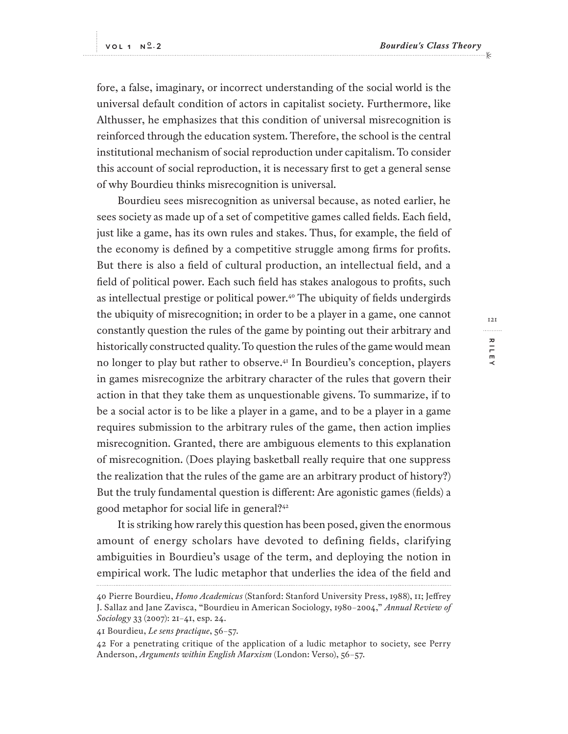fore, a false, imaginary, or incorrect understanding of the social world is the universal default condition of actors in capitalist society. Furthermore, like Althusser, he emphasizes that this condition of universal misrecognition is reinforced through the education system. Therefore, the school is the central institutional mechanism of social reproduction under capitalism. To consider this account of social reproduction, it is necessary first to get a general sense of why Bourdieu thinks misrecognition is universal.

Bourdieu sees misrecognition as universal because, as noted earlier, he sees society as made up of a set of competitive games called fields. Each field, just like a game, has its own rules and stakes. Thus, for example, the field of the economy is defined by a competitive struggle among firms for profits. But there is also a field of cultural production, an intellectual field, and a field of political power. Each such field has stakes analogous to profits, such as intellectual prestige or political power.[40] The ubiquity of fields undergirds the ubiquity of misrecognition; in order to be a player in a game, one cannot constantly question the rules of the game by pointing out their arbitrary and historically constructed quality. To question the rules of the game would mean no longer to play but rather to observe.[41] In Bourdieu's conception, players in games misrecognize the arbitrary character of the rules that govern their action in that they take them as unquestionable givens. To summarize, if to be a social actor is to be like a player in a game, and to be a player in a game requires submission to the arbitrary rules of the game, then action implies misrecognition. Granted, there are ambiguous elements to this explanation of misrecognition. (Does playing basketball really require that one suppress the realization that the rules of the game are an arbitrary product of history?) But the truly fundamental question is different: Are agonistic games (fields) a good metaphor for social life in general?[42]

It is striking how rarely this question has been posed, given the enormous amount of energy scholars have devoted to defining fields, clarifying ambiguities in Bourdieu's usage of the term, and deploying the notion in empirical work. The ludic metaphor that underlies the idea of the field and

---

40 Pierre Bourdieu, *Homo Academicus* (Stanford: Stanford University Press, 1988), 11; Jeffrey J. Sallaz and Jane Zavisca, "Bourdieu in American Sociology, 1980–2004," *Annual Review of Sociology* 33 (2007): 21–41, esp. 24.

41 Bourdieu, *Le sens practique*, 56–57.

42 For a penetrating critique of the application of a ludic metaphor to society, see Perry Anderson, *Arguments within English Marxism* (London: Verso), 56–57.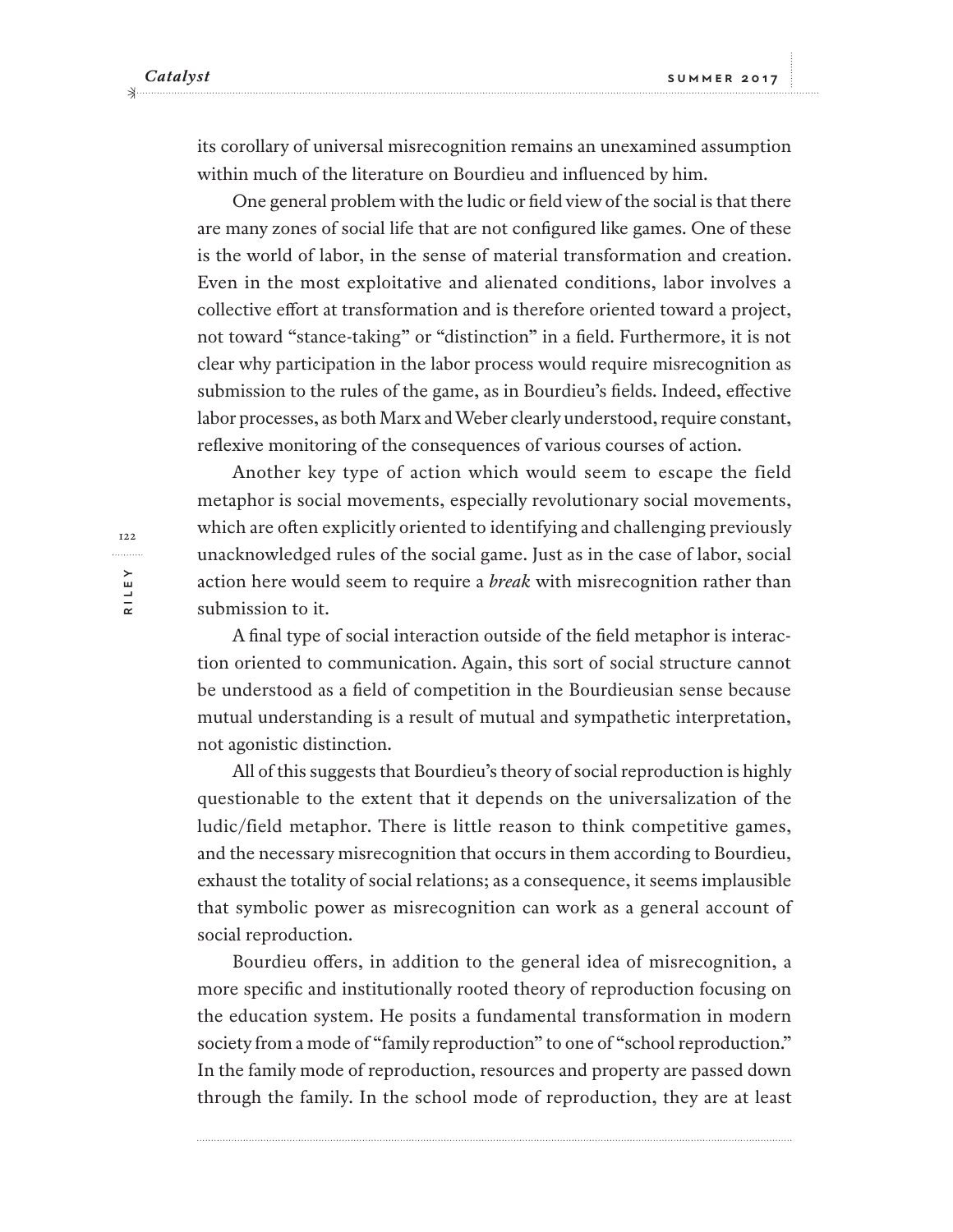its corollary of universal misrecognition remains an unexamined assumption within much of the literature on Bourdieu and influenced by him.

One general problem with the ludic or field view of the social is that there are many zones of social life that are not configured like games. One of these is the world of labor, in the sense of material transformation and creation. Even in the most exploitative and alienated conditions, labor involves a collective effort at transformation and is therefore oriented toward a project, not toward "stance-taking" or "distinction" in a field. Furthermore, it is not clear why participation in the labor process would require misrecognition as submission to the rules of the game, as in Bourdieu's fields. Indeed, effective labor processes, as both Marx and Weber clearly understood, require constant, reflexive monitoring of the consequences of various courses of action.

Another key type of action which would seem to escape the field metaphor is social movements, especially revolutionary social movements, which are often explicitly oriented to identifying and challenging previously unacknowledged rules of the social game. Just as in the case of labor, social action here would seem to require a *break* with misrecognition rather than submission to it.

A final type of social interaction outside of the field metaphor is interaction oriented to communication. Again, this sort of social structure cannot be understood as a field of competition in the Bourdieusian sense because mutual understanding is a result of mutual and sympathetic interpretation, not agonistic distinction.

All of this suggests that Bourdieu's theory of social reproduction is highly questionable to the extent that it depends on the universalization of the ludic/field metaphor. There is little reason to think competitive games, and the necessary misrecognition that occurs in them according to Bourdieu, exhaust the totality of social relations; as a consequence, it seems implausible that symbolic power as misrecognition can work as a general account of social reproduction.

Bourdieu offers, in addition to the general idea of misrecognition, a more specific and institutionally rooted theory of reproduction focusing on the education system. He posits a fundamental transformation in modern society from a mode of "family reproduction" to one of "school reproduction." In the family mode of reproduction, resources and property are passed down through the family. In the school mode of reproduction, they are at least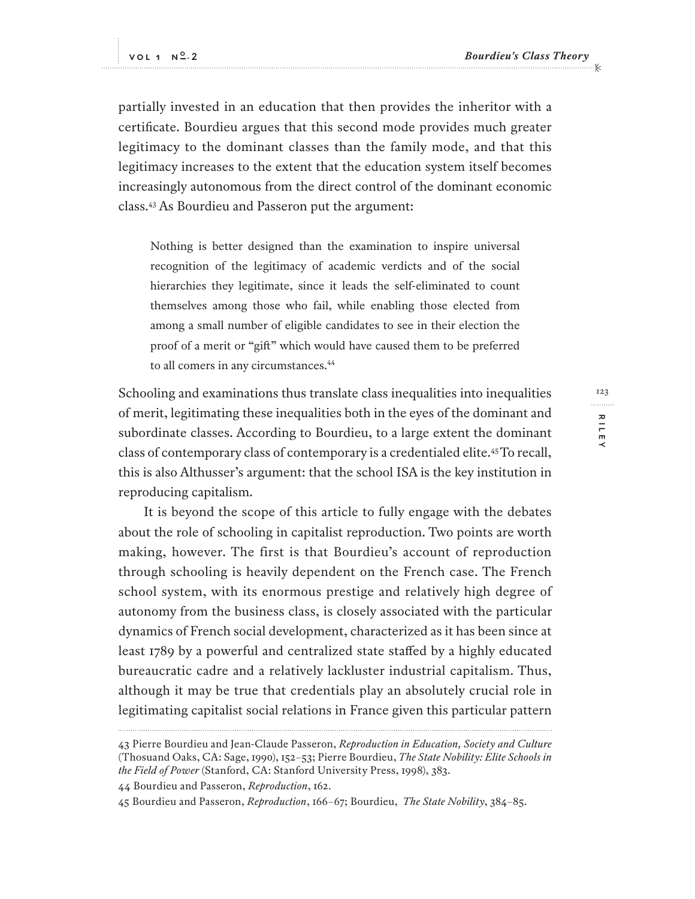partially invested in an education that then provides the inheritor with a certificate. Bourdieu argues that this second mode provides much greater legitimacy to the dominant classes than the family mode, and that this legitimacy increases to the extent that the education system itself becomes increasingly autonomous from the direct control of the dominant economic class.[43] As Bourdieu and Passeron put the argument:

> Nothing is better designed than the examination to inspire universal recognition of the legitimacy of academic verdicts and of the social hierarchies they legitimate, since it leads the self-eliminated to count themselves among those who fail, while enabling those elected from among a small number of eligible candidates to see in their election the proof of a merit or "gift" which would have caused them to be preferred to all comers in any circumstances.[44]

Schooling and examinations thus translate class inequalities into inequalities of merit, legitimating these inequalities both in the eyes of the dominant and subordinate classes. According to Bourdieu, to a large extent the dominant class of contemporary class of contemporary is a credentialed elite.[45] To recall, this is also Althusser's argument: that the school ISA is the key institution in reproducing capitalism.

It is beyond the scope of this article to fully engage with the debates about the role of schooling in capitalist reproduction. Two points are worth making, however. The first is that Bourdieu's account of reproduction through schooling is heavily dependent on the French case. The French school system, with its enormous prestige and relatively high degree of autonomy from the business class, is closely associated with the particular dynamics of French social development, characterized as it has been since at least 1789 by a powerful and centralized state staffed by a highly educated bureaucratic cadre and a relatively lackluster industrial capitalism. Thus, although it may be true that credentials play an absolutely crucial role in legitimating capitalist social relations in France given this particular pattern

---

43 Pierre Bourdieu and Jean-Claude Passeron, *Reproduction in Education, Society and Culture* (Thosuand Oaks, CA: Sage, 1990), 152–53; Pierre Bourdieu, *The State Nobility: Elite Schools in the Field of Power* (Stanford, CA: Stanford University Press, 1998), 383.

44 Bourdieu and Passeron, *Reproduction*, 162.

45 Bourdieu and Passeron, *Reproduction*, 166–67; Bourdieu, *The State Nobility*, 384–85.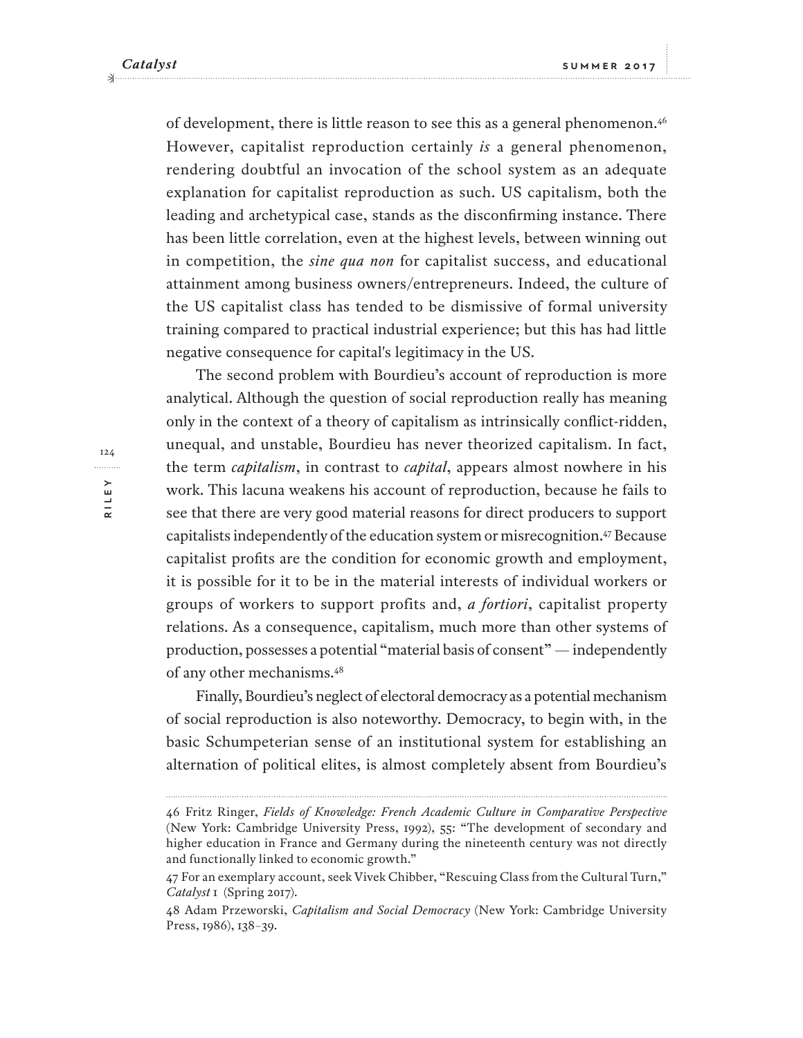of development, there is little reason to see this as a general phenomenon.[46] However, capitalist reproduction certainly *is* a general phenomenon, rendering doubtful an invocation of the school system as an adequate explanation for capitalist reproduction as such. US capitalism, both the leading and archetypical case, stands as the disconfirming instance. There has been little correlation, even at the highest levels, between winning out in competition, the *sine qua non* for capitalist success, and educational attainment among business owners/entrepreneurs. Indeed, the culture of the US capitalist class has tended to be dismissive of formal university training compared to practical industrial experience; but this has had little negative consequence for capital's legitimacy in the US.

The second problem with Bourdieu's account of reproduction is more analytical. Although the question of social reproduction really has meaning only in the context of a theory of capitalism as intrinsically conflict-ridden, unequal, and unstable, Bourdieu has never theorized capitalism. In fact, the term *capitalism*, in contrast to *capital*, appears almost nowhere in his work. This lacuna weakens his account of reproduction, because he fails to see that there are very good material reasons for direct producers to support capitalists independently of the education system or misrecognition.[47] Because capitalist profits are the condition for economic growth and employment, it is possible for it to be in the material interests of individual workers or groups of workers to support profits and, *a fortiori*, capitalist property relations. As a consequence, capitalism, much more than other systems of production, possesses a potential "material basis of consent" — independently of any other mechanisms.[48]

Finally, Bourdieu's neglect of electoral democracy as a potential mechanism of social reproduction is also noteworthy. Democracy, to begin with, in the basic Schumpeterian sense of an institutional system for establishing an alternation of political elites, is almost completely absent from Bourdieu's

---

46 Fritz Ringer, *Fields of Knowledge: French Academic Culture in Comparative Perspective* (New York: Cambridge University Press, 1992), 55: "The development of secondary and higher education in France and Germany during the nineteenth century was not directly and functionally linked to economic growth."

47 For an exemplary account, seek Vivek Chibber, "Rescuing Class from the Cultural Turn," *Catalyst* 1 (Spring 2017).

48 Adam Przeworski, *Capitalism and Social Democracy* (New York: Cambridge University Press, 1986), 138–39.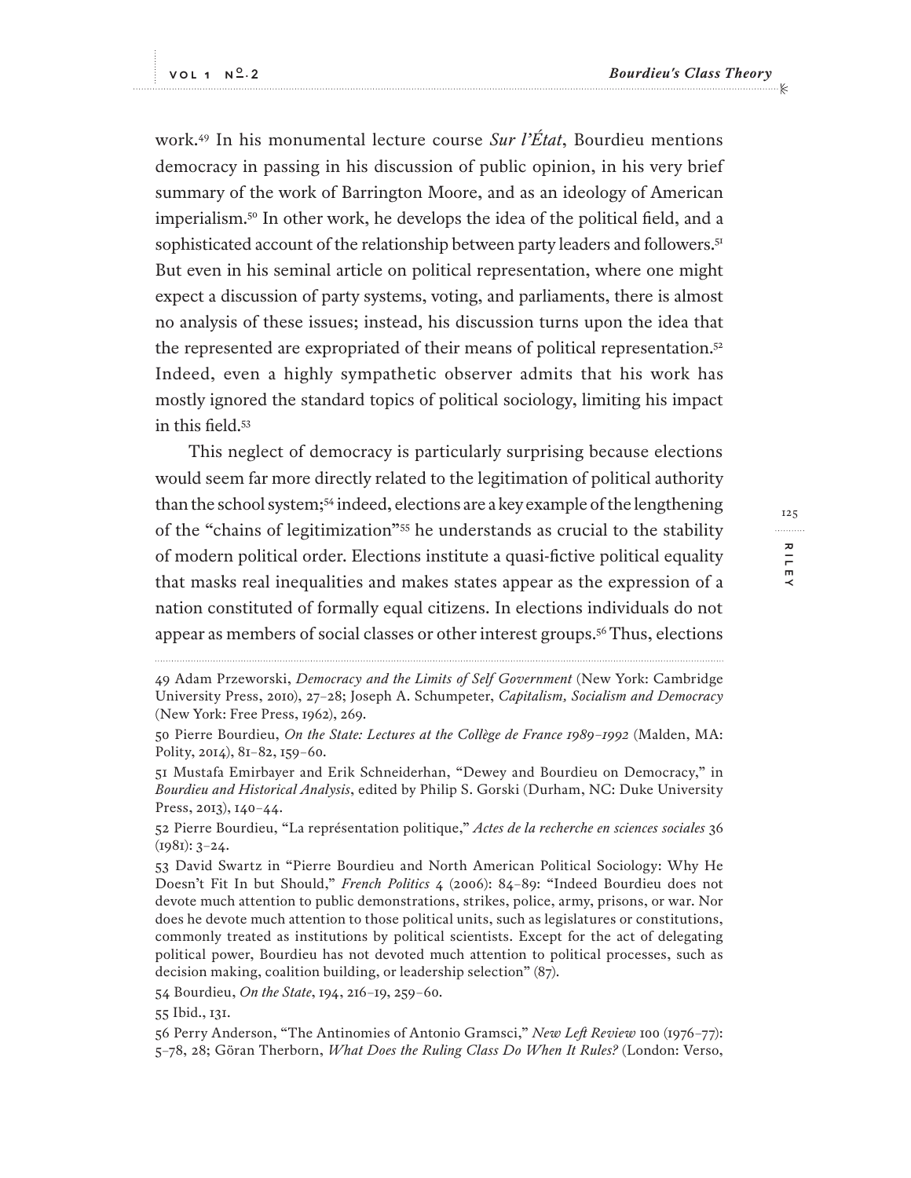work.[49] In his monumental lecture course *Sur l'État*, Bourdieu mentions democracy in passing in his discussion of public opinion, in his very brief summary of the work of Barrington Moore, and as an ideology of American imperialism.[50] In other work, he develops the idea of the political field, and a sophisticated account of the relationship between party leaders and followers.[51] But even in his seminal article on political representation, where one might expect a discussion of party systems, voting, and parliaments, there is almost no analysis of these issues; instead, his discussion turns upon the idea that the represented are expropriated of their means of political representation.[52] Indeed, even a highly sympathetic observer admits that his work has mostly ignored the standard topics of political sociology, limiting his impact in this field.[53]

This neglect of democracy is particularly surprising because elections would seem far more directly related to the legitimation of political authority than the school system;[54] indeed, elections are a key example of the lengthening of the "chains of legitimization"[55] he understands as crucial to the stability of modern political order. Elections institute a quasi-fictive political equality that masks real inequalities and makes states appear as the expression of a nation constituted of formally equal citizens. In elections individuals do not appear as members of social classes or other interest groups.[56] Thus, elections

---

49 Adam Przeworski, *Democracy and the Limits of Self Government* (New York: Cambridge University Press, 2010), 27–28; Joseph A. Schumpeter, *Capitalism, Socialism and Democracy* (New York: Free Press, 1962), 269.

50 Pierre Bourdieu, *On the State: Lectures at the Collège de France 1989–1992* (Malden, MA: Polity, 2014), 81–82, 159–60.

51 Mustafa Emirbayer and Erik Schneiderhan, "Dewey and Bourdieu on Democracy," in *Bourdieu and Historical Analysis*, edited by Philip S. Gorski (Durham, NC: Duke University Press, 2013), 140–44.

52 Pierre Bourdieu, "La représentation politique," *Actes de la recherche en sciences sociales* 36 (1981): 3–24.

53 David Swartz in "Pierre Bourdieu and North American Political Sociology: Why He Doesn't Fit In but Should," *French Politics* 4 (2006): 84–89: "Indeed Bourdieu does not devote much attention to public demonstrations, strikes, police, army, prisons, or war. Nor does he devote much attention to those political units, such as legislatures or constitutions, commonly treated as institutions by political scientists. Except for the act of delegating political power, Bourdieu has not devoted much attention to political processes, such as decision making, coalition building, or leadership selection" (87).

54 Bourdieu, *On the State*, 194, 216–19, 259–60.

55 Ibid., 131.

56 Perry Anderson, "The Antinomies of Antonio Gramsci," *New Left Review* 100 (1976–77): 5–78, 28; Göran Therborn, *What Does the Ruling Class Do When It Rules?* (London: Verso,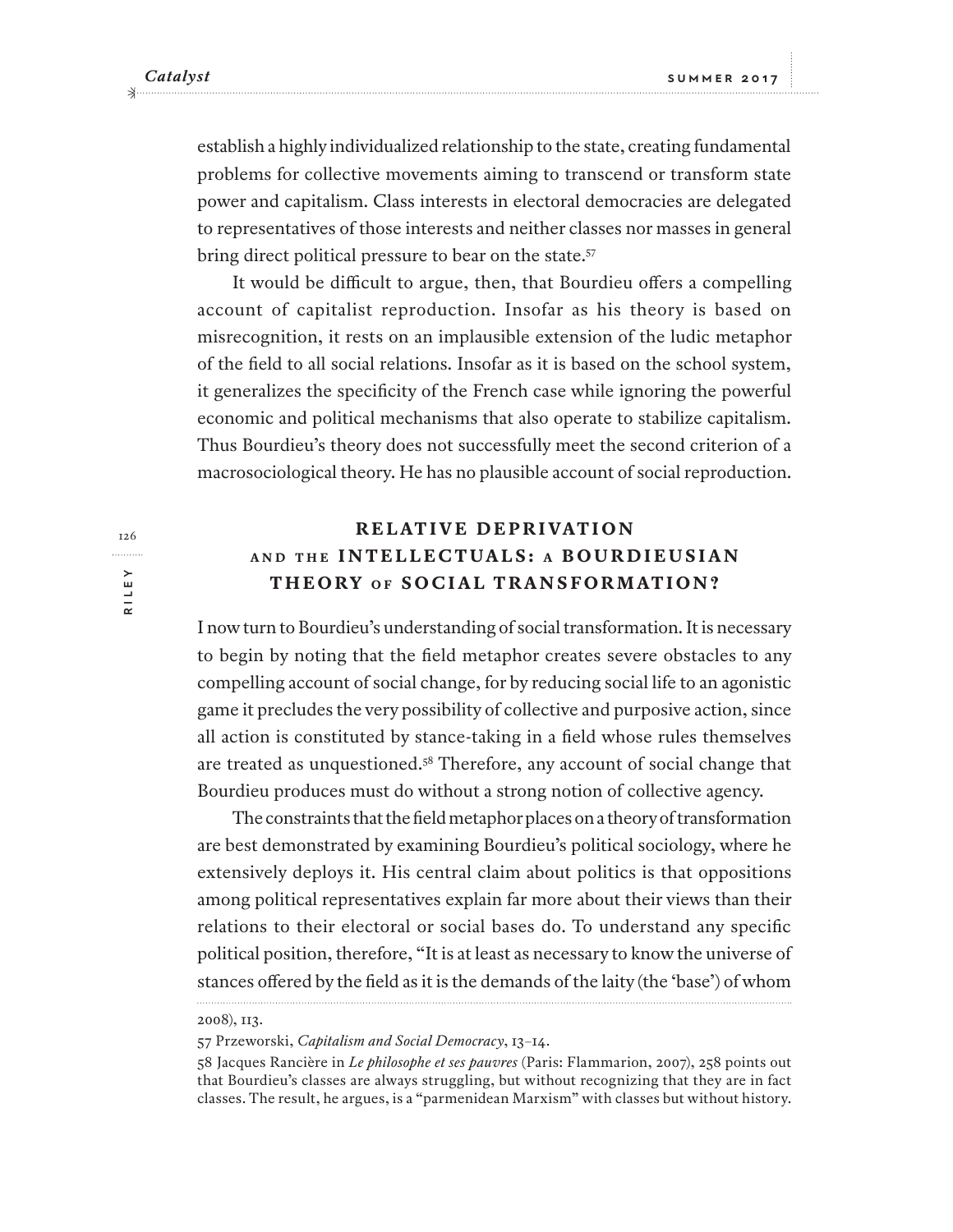establish a highly individualized relationship to the state, creating fundamental problems for collective movements aiming to transcend or transform state power and capitalism. Class interests in electoral democracies are delegated to representatives of those interests and neither classes nor masses in general bring direct political pressure to bear on the state.[57]

It would be difficult to argue, then, that Bourdieu offers a compelling account of capitalist reproduction. Insofar as his theory is based on misrecognition, it rests on an implausible extension of the ludic metaphor of the field to all social relations. Insofar as it is based on the school system, it generalizes the specificity of the French case while ignoring the powerful economic and political mechanisms that also operate to stabilize capitalism. Thus Bourdieu's theory does not successfully meet the second criterion of a macrosociological theory. He has no plausible account of social reproduction.

## RELATIVE DEPRIVATION AND THE INTELLECTUALS: A BOURDIEUSIAN THEORY OF SOCIAL TRANSFORMATION?

I now turn to Bourdieu's understanding of social transformation. It is necessary to begin by noting that the field metaphor creates severe obstacles to any compelling account of social change, for by reducing social life to an agonistic game it precludes the very possibility of collective and purposive action, since all action is constituted by stance-taking in a field whose rules themselves are treated as unquestioned.[58] Therefore, any account of social change that Bourdieu produces must do without a strong notion of collective agency.

The constraints that the field metaphor places on a theory of transformation are best demonstrated by examining Bourdieu's political sociology, where he extensively deploys it. His central claim about politics is that oppositions among political representatives explain far more about their views than their relations to their electoral or social bases do. To understand any specific political position, therefore, "It is at least as necessary to know the universe of stances offered by the field as it is the demands of the laity (the 'base') of whom

---

2008), 113.

57 Przeworski, *Capitalism and Social Democracy*, 13–14.

58 Jacques Rancière in *Le philosophe et ses pauvres* (Paris: Flammarion, 2007), 258 points out that Bourdieu's classes are always struggling, but without recognizing that they are in fact classes. The result, he argues, is a "parmenidean Marxism" with classes but without history.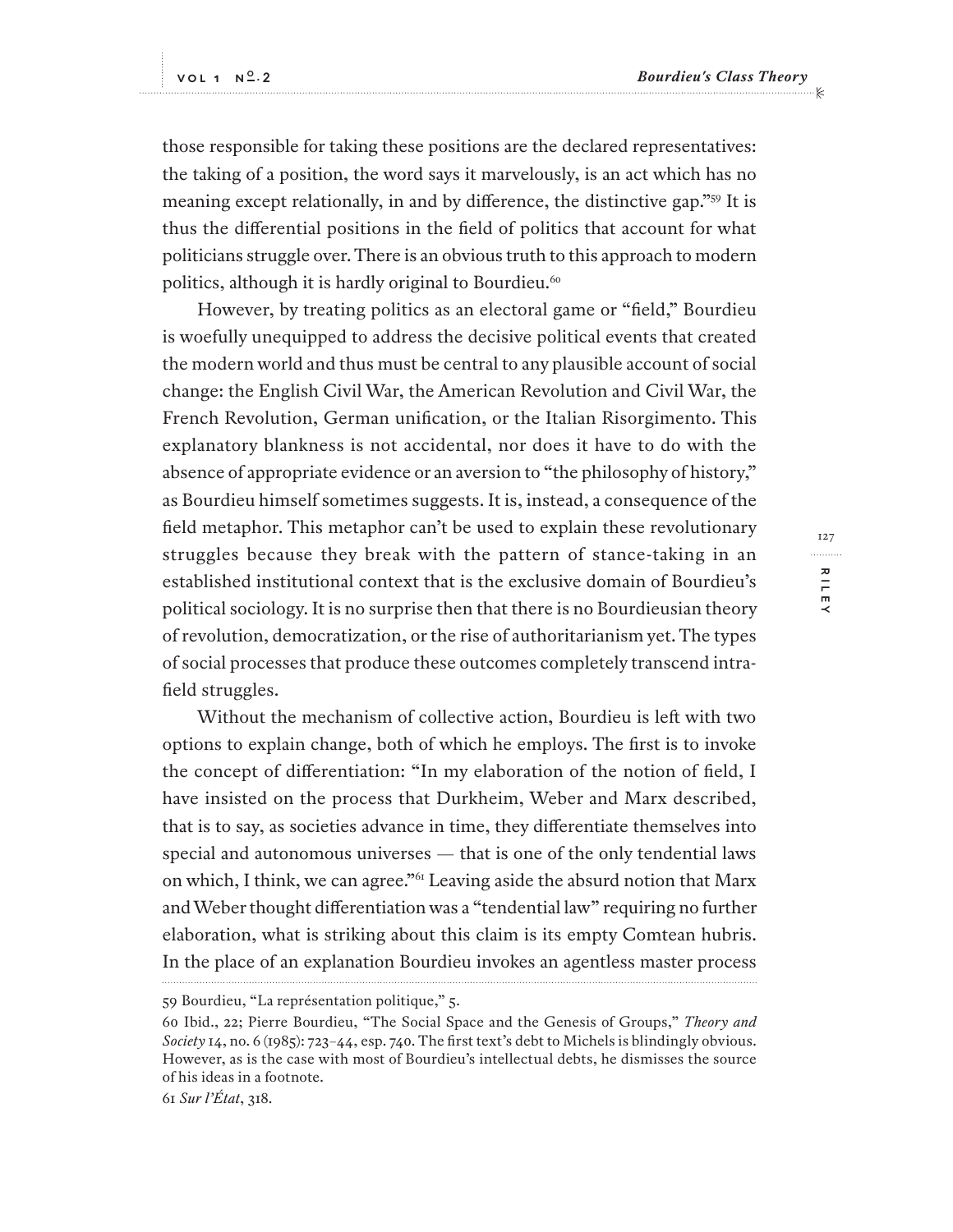those responsible for taking these positions are the declared representatives: the taking of a position, the word says it marvelously, is an act which has no meaning except relationally, in and by difference, the distinctive gap."[59] It is thus the differential positions in the field of politics that account for what politicians struggle over. There is an obvious truth to this approach to modern politics, although it is hardly original to Bourdieu.[60]

However, by treating politics as an electoral game or "field," Bourdieu is woefully unequipped to address the decisive political events that created the modern world and thus must be central to any plausible account of social change: the English Civil War, the American Revolution and Civil War, the French Revolution, German unification, or the Italian Risorgimento. This explanatory blankness is not accidental, nor does it have to do with the absence of appropriate evidence or an aversion to "the philosophy of history," as Bourdieu himself sometimes suggests. It is, instead, a consequence of the field metaphor. This metaphor can't be used to explain these revolutionary struggles because they break with the pattern of stance-taking in an established institutional context that is the exclusive domain of Bourdieu's political sociology. It is no surprise then that there is no Bourdieusian theory of revolution, democratization, or the rise of authoritarianism yet. The types of social processes that produce these outcomes completely transcend intra-field struggles.

Without the mechanism of collective action, Bourdieu is left with two options to explain change, both of which he employs. The first is to invoke the concept of differentiation: "In my elaboration of the notion of field, I have insisted on the process that Durkheim, Weber and Marx described, that is to say, as societies advance in time, they differentiate themselves into special and autonomous universes — that is one of the only tendential laws on which, I think, we can agree."[61] Leaving aside the absurd notion that Marx and Weber thought differentiation was a "tendential law" requiring no further elaboration, what is striking about this claim is its empty Comtean hubris. In the place of an explanation Bourdieu invokes an agentless master process

---

59 Bourdieu, "La représentation politique," 5.

60 Ibid., 22; Pierre Bourdieu, "The Social Space and the Genesis of Groups," *Theory and Society* 14, no. 6 (1985): 723–44, esp. 740. The first text's debt to Michels is blindingly obvious. However, as is the case with most of Bourdieu's intellectual debts, he dismisses the source of his ideas in a footnote.

61 *Sur l'État*, 318.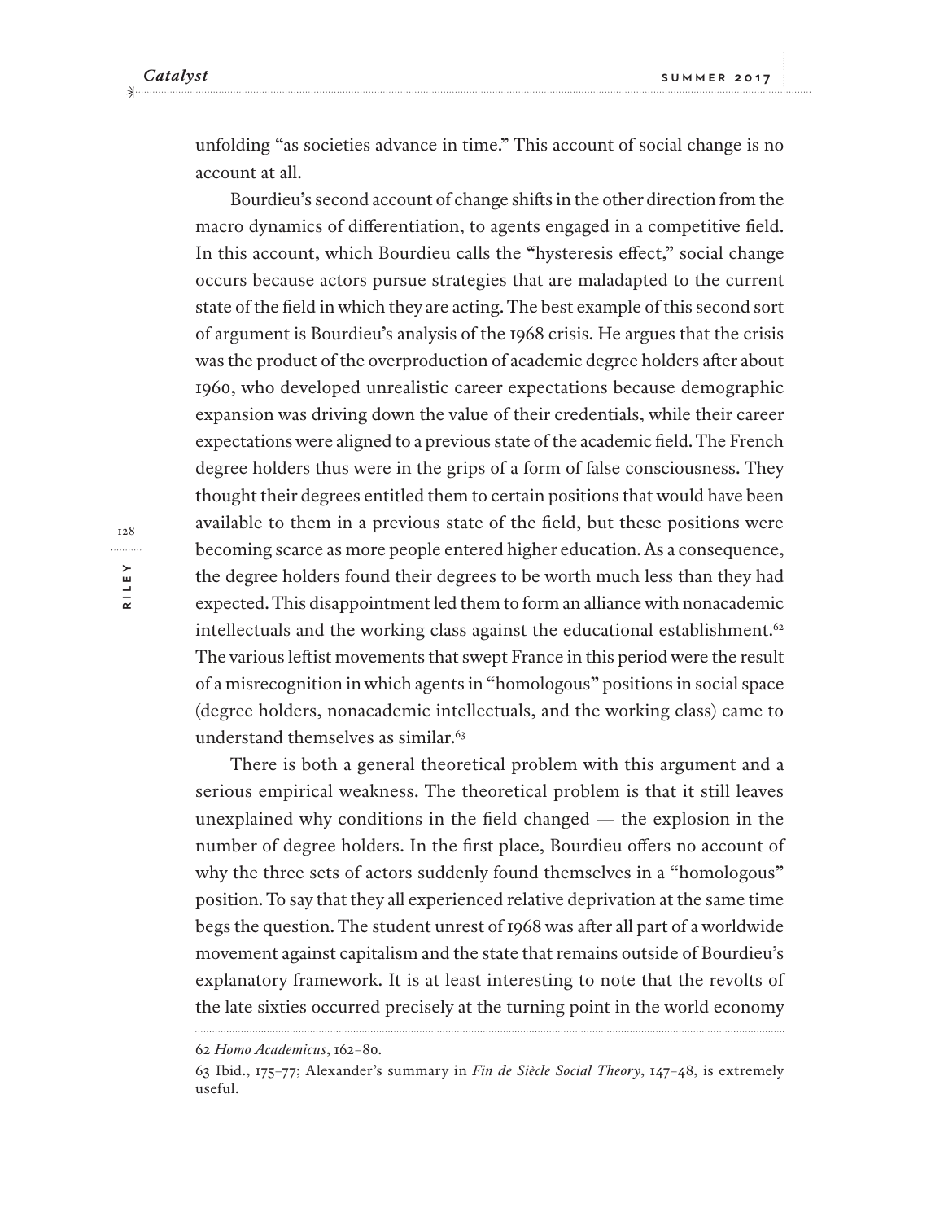unfolding "as societies advance in time." This account of social change is no account at all.

Bourdieu's second account of change shifts in the other direction from the macro dynamics of differentiation, to agents engaged in a competitive field. In this account, which Bourdieu calls the "hysteresis effect," social change occurs because actors pursue strategies that are maladapted to the current state of the field in which they are acting. The best example of this second sort of argument is Bourdieu's analysis of the 1968 crisis. He argues that the crisis was the product of the overproduction of academic degree holders after about 1960, who developed unrealistic career expectations because demographic expansion was driving down the value of their credentials, while their career expectations were aligned to a previous state of the academic field. The French degree holders thus were in the grips of a form of false consciousness. They thought their degrees entitled them to certain positions that would have been available to them in a previous state of the field, but these positions were becoming scarce as more people entered higher education. As a consequence, the degree holders found their degrees to be worth much less than they had expected. This disappointment led them to form an alliance with nonacademic intellectuals and the working class against the educational establishment.[62] The various leftist movements that swept France in this period were the result of a misrecognition in which agents in "homologous" positions in social space (degree holders, nonacademic intellectuals, and the working class) came to understand themselves as similar.[63]

There is both a general theoretical problem with this argument and a serious empirical weakness. The theoretical problem is that it still leaves unexplained why conditions in the field changed — the explosion in the number of degree holders. In the first place, Bourdieu offers no account of why the three sets of actors suddenly found themselves in a "homologous" position. To say that they all experienced relative deprivation at the same time begs the question. The student unrest of 1968 was after all part of a worldwide movement against capitalism and the state that remains outside of Bourdieu's explanatory framework. It is at least interesting to note that the revolts of the late sixties occurred precisely at the turning point in the world economy

---

62 *Homo Academicus*, 162–80.

63 Ibid., 175–77; Alexander's summary in *Fin de Siècle Social Theory*, 147–48, is extremely useful.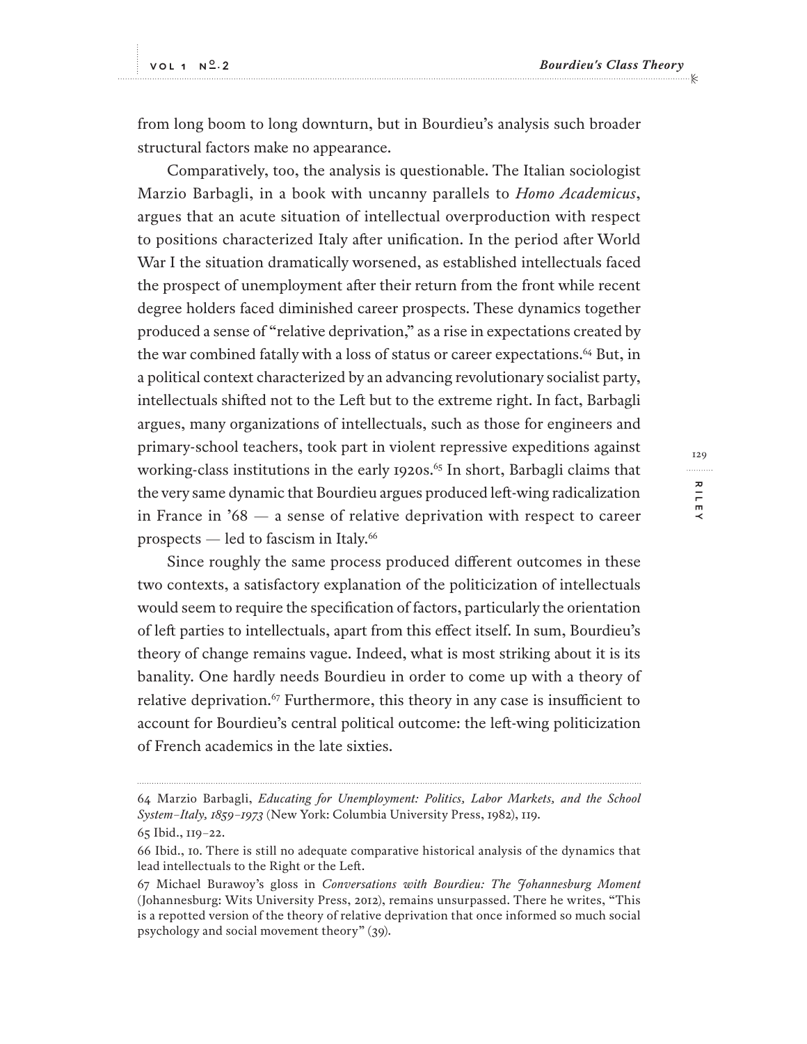from long boom to long downturn, but in Bourdieu's analysis such broader structural factors make no appearance.

Comparatively, too, the analysis is questionable. The Italian sociologist Marzio Barbagli, in a book with uncanny parallels to *Homo Academicus*, argues that an acute situation of intellectual overproduction with respect to positions characterized Italy after unification. In the period after World War I the situation dramatically worsened, as established intellectuals faced the prospect of unemployment after their return from the front while recent degree holders faced diminished career prospects. These dynamics together produced a sense of "relative deprivation," as a rise in expectations created by the war combined fatally with a loss of status or career expectations.[64] But, in a political context characterized by an advancing revolutionary socialist party, intellectuals shifted not to the Left but to the extreme right. In fact, Barbagli argues, many organizations of intellectuals, such as those for engineers and primary-school teachers, took part in violent repressive expeditions against working-class institutions in the early 1920s.[65] In short, Barbagli claims that the very same dynamic that Bourdieu argues produced left-wing radicalization in France in '68 — a sense of relative deprivation with respect to career prospects — led to fascism in Italy.[66]

Since roughly the same process produced different outcomes in these two contexts, a satisfactory explanation of the politicization of intellectuals would seem to require the specification of factors, particularly the orientation of left parties to intellectuals, apart from this effect itself. In sum, Bourdieu's theory of change remains vague. Indeed, what is most striking about it is its banality. One hardly needs Bourdieu in order to come up with a theory of relative deprivation.[67] Furthermore, this theory in any case is insufficient to account for Bourdieu's central political outcome: the left-wing politicization of French academics in the late sixties.

---

64 Marzio Barbagli, *Educating for Unemployment: Politics, Labor Markets, and the School System–Italy, 1859–1973* (New York: Columbia University Press, 1982), 119.

65 Ibid., 119–22.

66 Ibid., 10. There is still no adequate comparative historical analysis of the dynamics that lead intellectuals to the Right or the Left.

67 Michael Burawoy's gloss in *Conversations with Bourdieu: The Johannesburg Moment* (Johannesburg: Wits University Press, 2012), remains unsurpassed. There he writes, "This is a repotted version of the theory of relative deprivation that once informed so much social psychology and social movement theory" (39).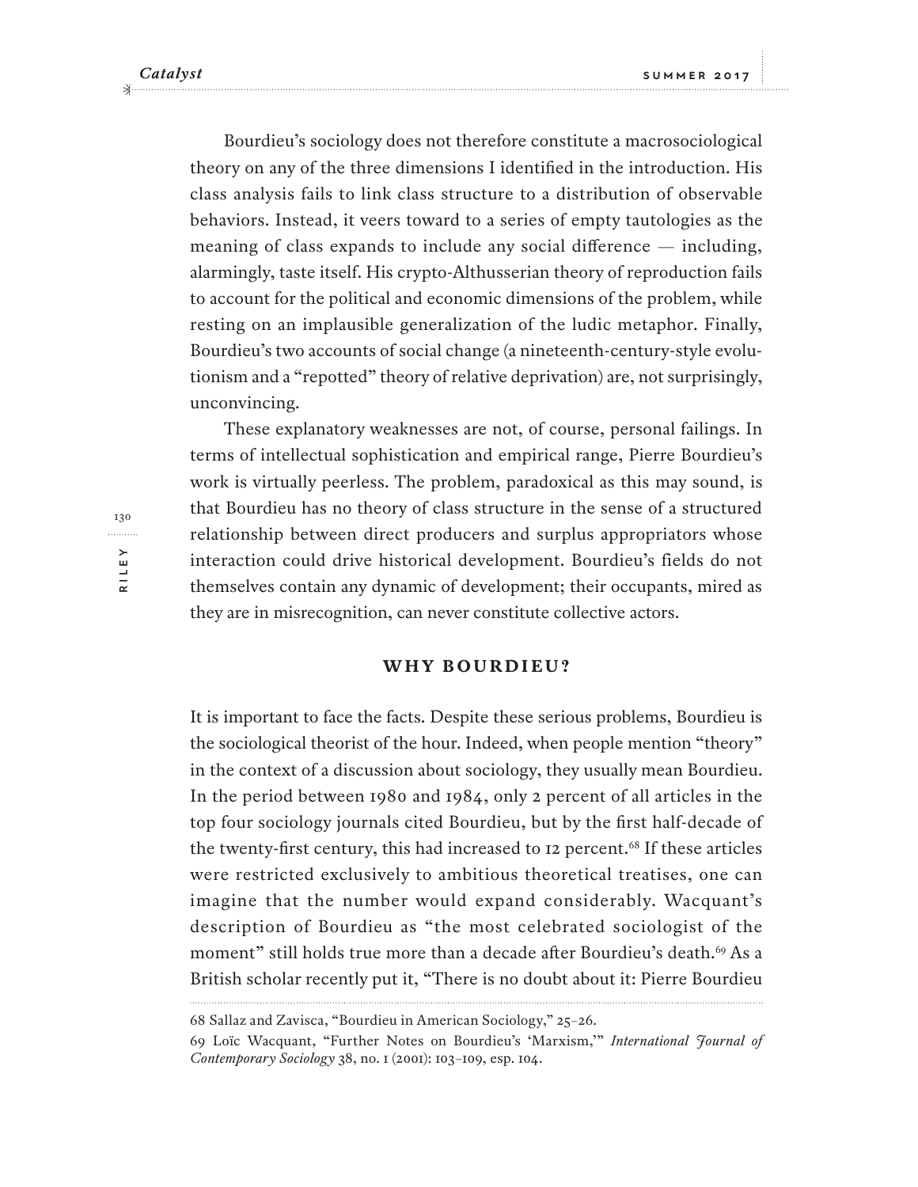Bourdieu's sociology does not therefore constitute a macrosociological theory on any of the three dimensions I identified in the introduction. His class analysis fails to link class structure to a distribution of observable behaviors. Instead, it veers toward to a series of empty tautologies as the meaning of class expands to include any social difference — including, alarmingly, taste itself. His crypto-Althusserian theory of reproduction fails to account for the political and economic dimensions of the problem, while resting on an implausible generalization of the ludic metaphor. Finally, Bourdieu's two accounts of social change (a nineteenth-century-style evolutionism and a "repotted" theory of relative deprivation) are, not surprisingly, unconvincing.

These explanatory weaknesses are not, of course, personal failings. In terms of intellectual sophistication and empirical range, Pierre Bourdieu's work is virtually peerless. The problem, paradoxical as this may sound, is that Bourdieu has no theory of class structure in the sense of a structured relationship between direct producers and surplus appropriators whose interaction could drive historical development. Bourdieu's fields do not themselves contain any dynamic of development; their occupants, mired as they are in misrecognition, can never constitute collective actors.

## WHY BOURDIEU?

It is important to face the facts. Despite these serious problems, Bourdieu is the sociological theorist of the hour. Indeed, when people mention "theory" in the context of a discussion about sociology, they usually mean Bourdieu. In the period between 1980 and 1984, only 2 percent of all articles in the top four sociology journals cited Bourdieu, but by the first half-decade of the twenty-first century, this had increased to 12 percent.[68] If these articles were restricted exclusively to ambitious theoretical treatises, one can imagine that the number would expand considerably. Wacquant's description of Bourdieu as "the most celebrated sociologist of the moment" still holds true more than a decade after Bourdieu's death.[69] As a British scholar recently put it, "There is no doubt about it: Pierre Bourdieu

---

68 Sallaz and Zavisca, "Bourdieu in American Sociology," 25–26.

69 Loïc Wacquant, "Further Notes on Bourdieu's 'Marxism,'" *International Journal of Contemporary Sociology* 38, no. 1 (2001): 103–109, esp. 104.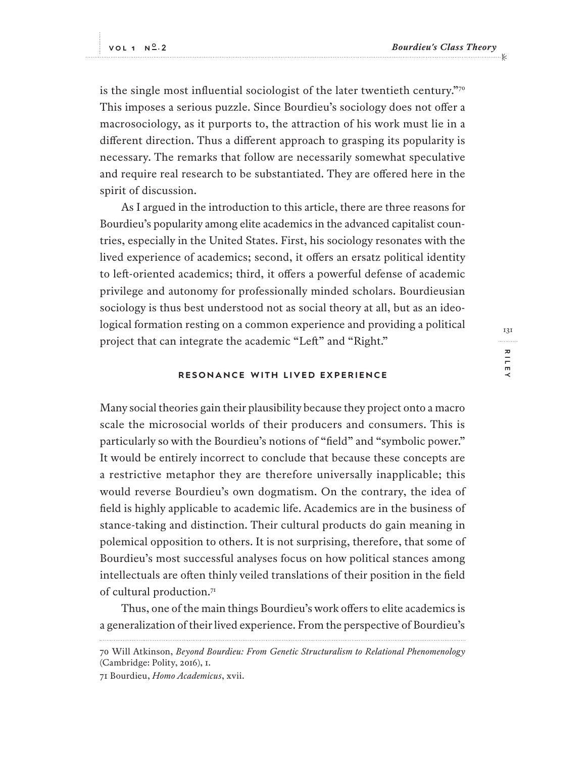is the single most influential sociologist of the later twentieth century."[70] This imposes a serious puzzle. Since Bourdieu's sociology does not offer a macrosociology, as it purports to, the attraction of his work must lie in a different direction. Thus a different approach to grasping its popularity is necessary. The remarks that follow are necessarily somewhat speculative and require real research to be substantiated. They are offered here in the spirit of discussion.

As I argued in the introduction to this article, there are three reasons for Bourdieu's popularity among elite academics in the advanced capitalist countries, especially in the United States. First, his sociology resonates with the lived experience of academics; second, it offers an ersatz political identity to left-oriented academics; third, it offers a powerful defense of academic privilege and autonomy for professionally minded scholars. Bourdieusian sociology is thus best understood not as social theory at all, but as an ideological formation resting on a common experience and providing a political project that can integrate the academic "Left" and "Right."

## RESONANCE WITH LIVED EXPERIENCE

Many social theories gain their plausibility because they project onto a macro scale the microsocial worlds of their producers and consumers. This is particularly so with the Bourdieu's notions of "field" and "symbolic power." It would be entirely incorrect to conclude that because these concepts are a restrictive metaphor they are therefore universally inapplicable; this would reverse Bourdieu's own dogmatism. On the contrary, the idea of field is highly applicable to academic life. Academics are in the business of stance-taking and distinction. Their cultural products do gain meaning in polemical opposition to others. It is not surprising, therefore, that some of Bourdieu's most successful analyses focus on how political stances among intellectuals are often thinly veiled translations of their position in the field of cultural production.[71]

Thus, one of the main things Bourdieu's work offers to elite academics is a generalization of their lived experience. From the perspective of Bourdieu's

---

70 Will Atkinson, *Beyond Bourdieu: From Genetic Structuralism to Relational Phenomenology* (Cambridge: Polity, 2016), 1.

71 Bourdieu, *Homo Academicus*, xvii.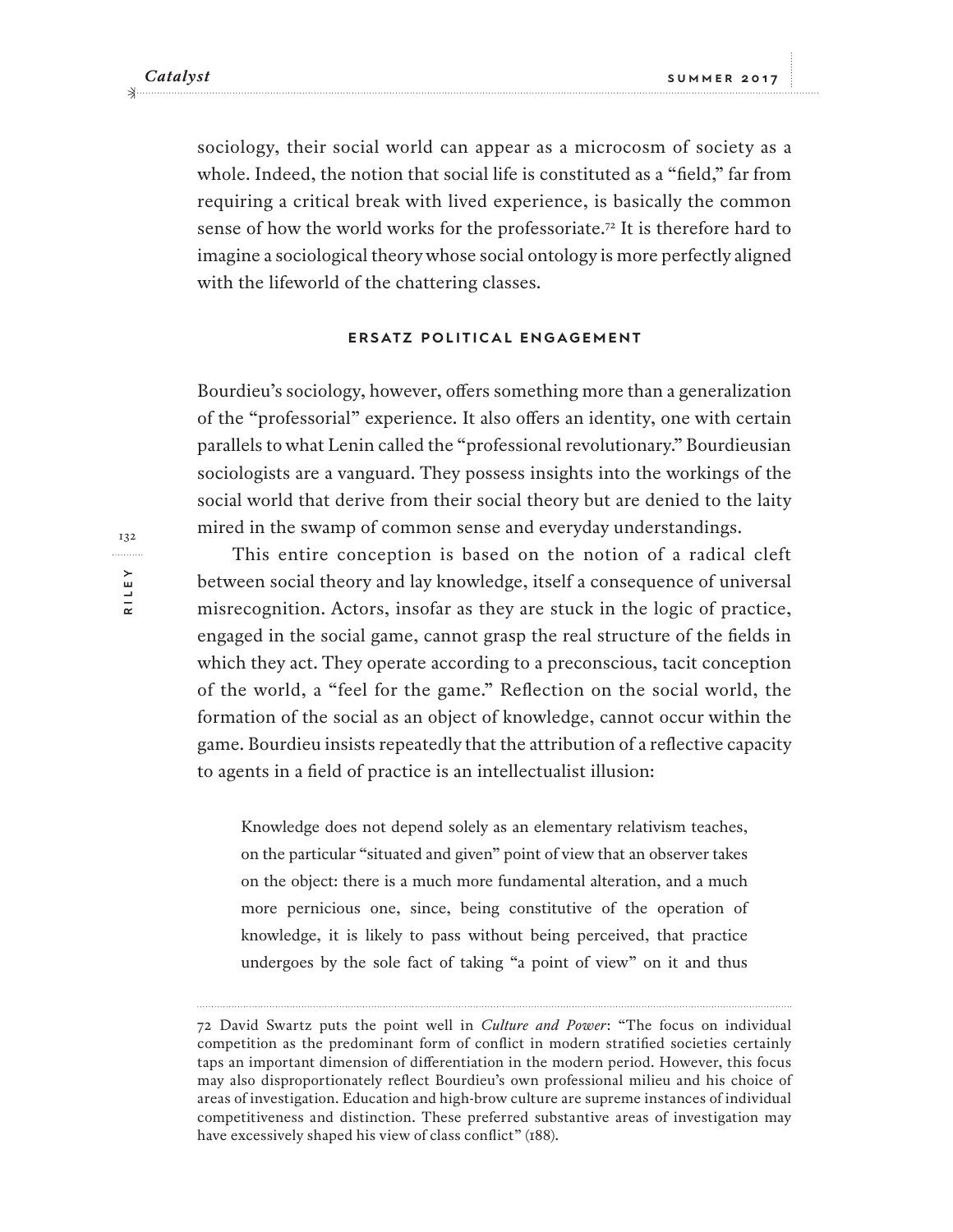sociology, their social world can appear as a microcosm of society as a whole. Indeed, the notion that social life is constituted as a "field," far from requiring a critical break with lived experience, is basically the common sense of how the world works for the professoriate.[72] It is therefore hard to imagine a sociological theory whose social ontology is more perfectly aligned with the lifeworld of the chattering classes.

## ERSATZ POLITICAL ENGAGEMENT

Bourdieu's sociology, however, offers something more than a generalization of the "professorial" experience. It also offers an identity, one with certain parallels to what Lenin called the "professional revolutionary." Bourdieusian sociologists are a vanguard. They possess insights into the workings of the social world that derive from their social theory but are denied to the laity mired in the swamp of common sense and everyday understandings.

This entire conception is based on the notion of a radical cleft between social theory and lay knowledge, itself a consequence of universal misrecognition. Actors, insofar as they are stuck in the logic of practice, engaged in the social game, cannot grasp the real structure of the fields in which they act. They operate according to a preconscious, tacit conception of the world, a "feel for the game." Reflection on the social world, the formation of the social as an object of knowledge, cannot occur within the game. Bourdieu insists repeatedly that the attribution of a reflective capacity to agents in a field of practice is an intellectualist illusion:

> Knowledge does not depend solely as an elementary relativism teaches, on the particular "situated and given" point of view that an observer takes on the object: there is a much more fundamental alteration, and a much more pernicious one, since, being constitutive of the operation of knowledge, it is likely to pass without being perceived, that practice undergoes by the sole fact of taking "a point of view" on it and thus

---

72 David Swartz puts the point well in *Culture and Power*: "The focus on individual competition as the predominant form of conflict in modern stratified societies certainly taps an important dimension of differentiation in the modern period. However, this focus may also disproportionately reflect Bourdieu's own professional milieu and his choice of areas of investigation. Education and high-brow culture are supreme instances of individual competitiveness and distinction. These preferred substantive areas of investigation may have excessively shaped his view of class conflict" (188).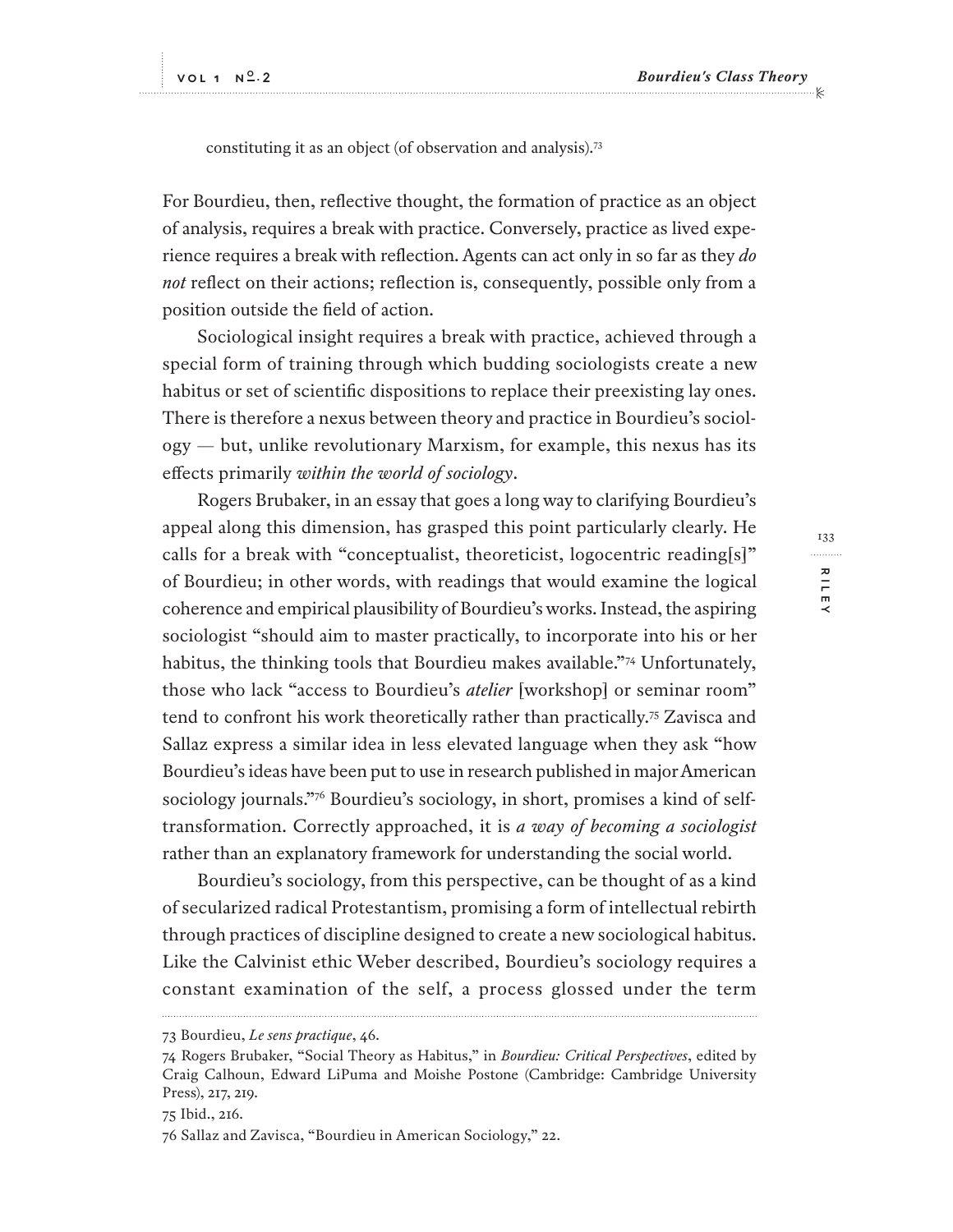constituting it as an object (of observation and analysis).[73]

For Bourdieu, then, reflective thought, the formation of practice as an object of analysis, requires a break with practice. Conversely, practice as lived experience requires a break with reflection. Agents can act only in so far as they *do not* reflect on their actions; reflection is, consequently, possible only from a position outside the field of action.

Sociological insight requires a break with practice, achieved through a special form of training through which budding sociologists create a new habitus or set of scientific dispositions to replace their preexisting lay ones. There is therefore a nexus between theory and practice in Bourdieu's sociology — but, unlike revolutionary Marxism, for example, this nexus has its effects primarily *within the world of sociology*.

Rogers Brubaker, in an essay that goes a long way to clarifying Bourdieu's appeal along this dimension, has grasped this point particularly clearly. He calls for a break with "conceptualist, theoreticist, logocentric reading[s]" of Bourdieu; in other words, with readings that would examine the logical coherence and empirical plausibility of Bourdieu's works. Instead, the aspiring sociologist "should aim to master practically, to incorporate into his or her habitus, the thinking tools that Bourdieu makes available."[74] Unfortunately, those who lack "access to Bourdieu's *atelier* [workshop] or seminar room" tend to confront his work theoretically rather than practically.[75] Zavisca and Sallaz express a similar idea in less elevated language when they ask "how Bourdieu's ideas have been put to use in research published in major American sociology journals."[76] Bourdieu's sociology, in short, promises a kind of self-transformation. Correctly approached, it is *a way of becoming a sociologist* rather than an explanatory framework for understanding the social world.

Bourdieu's sociology, from this perspective, can be thought of as a kind of secularized radical Protestantism, promising a form of intellectual rebirth through practices of discipline designed to create a new sociological habitus. Like the Calvinist ethic Weber described, Bourdieu's sociology requires a constant examination of the self, a process glossed under the term

---

73 Bourdieu, *Le sens practique*, 46.

74 Rogers Brubaker, "Social Theory as Habitus," in *Bourdieu: Critical Perspectives*, edited by Craig Calhoun, Edward LiPuma and Moishe Postone (Cambridge: Cambridge University Press), 217, 219.

75 Ibid., 216.

76 Sallaz and Zavisca, "Bourdieu in American Sociology," 22.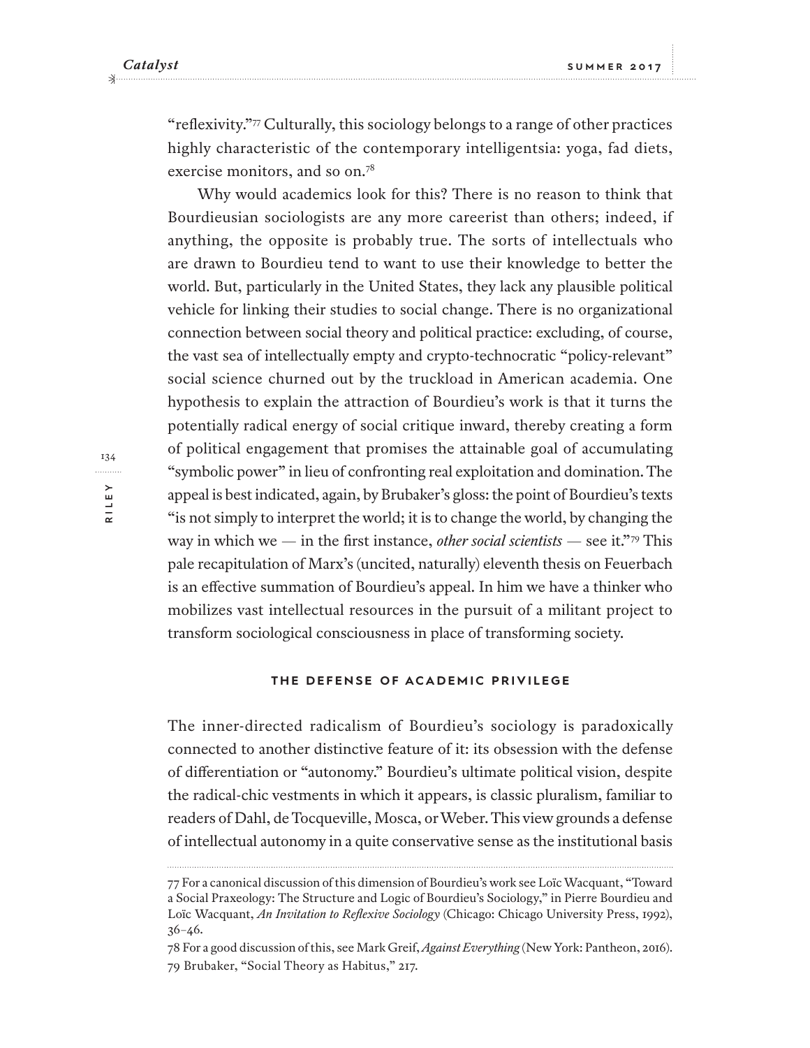"reflexivity."[77] Culturally, this sociology belongs to a range of other practices highly characteristic of the contemporary intelligentsia: yoga, fad diets, exercise monitors, and so on.[78]

Why would academics look for this? There is no reason to think that Bourdieusian sociologists are any more careerist than others; indeed, if anything, the opposite is probably true. The sorts of intellectuals who are drawn to Bourdieu tend to want to use their knowledge to better the world. But, particularly in the United States, they lack any plausible political vehicle for linking their studies to social change. There is no organizational connection between social theory and political practice: excluding, of course, the vast sea of intellectually empty and crypto-technocratic "policy-relevant" social science churned out by the truckload in American academia. One hypothesis to explain the attraction of Bourdieu's work is that it turns the potentially radical energy of social critique inward, thereby creating a form of political engagement that promises the attainable goal of accumulating "symbolic power" in lieu of confronting real exploitation and domination. The appeal is best indicated, again, by Brubaker's gloss: the point of Bourdieu's texts "is not simply to interpret the world; it is to change the world, by changing the way in which we — in the first instance, *other social scientists* — see it."[79] This pale recapitulation of Marx's (uncited, naturally) eleventh thesis on Feuerbach is an effective summation of Bourdieu's appeal. In him we have a thinker who mobilizes vast intellectual resources in the pursuit of a militant project to transform sociological consciousness in place of transforming society.

## The Defense of Academic Privilege

The inner-directed radicalism of Bourdieu's sociology is paradoxically connected to another distinctive feature of it: its obsession with the defense of differentiation or "autonomy." Bourdieu's ultimate political vision, despite the radical-chic vestments in which it appears, is classic pluralism, familiar to readers of Dahl, de Tocqueville, Mosca, or Weber. This view grounds a defense of intellectual autonomy in a quite conservative sense as the institutional basis

---

77 For a canonical discussion of this dimension of Bourdieu's work see Loïc Wacquant, "Toward a Social Praxeology: The Structure and Logic of Bourdieu's Sociology," in Pierre Bourdieu and Loïc Wacquant, *An Invitation to Reflexive Sociology* (Chicago: Chicago University Press, 1992), 36–46.

78 For a good discussion of this, see Mark Greif, *Against Everything* (New York: Pantheon, 2016).

79 Brubaker, "Social Theory as Habitus," 217.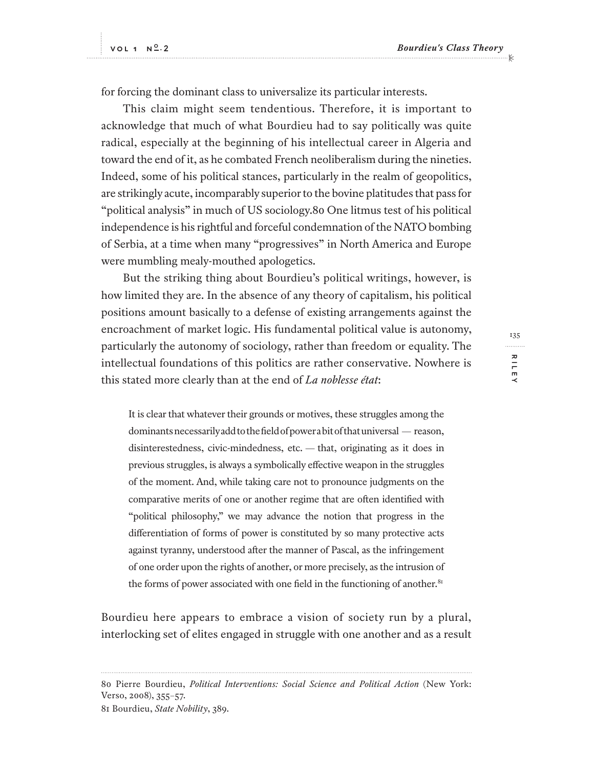for forcing the dominant class to universalize its particular interests.

This claim might seem tendentious. Therefore, it is important to acknowledge that much of what Bourdieu had to say politically was quite radical, especially at the beginning of his intellectual career in Algeria and toward the end of it, as he combated French neoliberalism during the nineties. Indeed, some of his political stances, particularly in the realm of geopolitics, are strikingly acute, incomparably superior to the bovine platitudes that pass for "political analysis" in much of US sociology.[80] One litmus test of his political independence is his rightful and forceful condemnation of the NATO bombing of Serbia, at a time when many "progressives" in North America and Europe were mumbling mealy-mouthed apologetics.

But the striking thing about Bourdieu's political writings, however, is how limited they are. In the absence of any theory of capitalism, his political positions amount basically to a defense of existing arrangements against the encroachment of market logic. His fundamental political value is autonomy, particularly the autonomy of sociology, rather than freedom or equality. The intellectual foundations of this politics are rather conservative. Nowhere is this stated more clearly than at the end of *La noblesse état*:

> It is clear that whatever their grounds or motives, these struggles among the dominants necessarily add to the field of power a bit of that universal — reason, disinterestedness, civic-mindedness, etc. — that, originating as it does in previous struggles, is always a symbolically effective weapon in the struggles of the moment. And, while taking care not to pronounce judgments on the comparative merits of one or another regime that are often identified with "political philosophy," we may advance the notion that progress in the differentiation of forms of power is constituted by so many protective acts against tyranny, understood after the manner of Pascal, as the infringement of one order upon the rights of another, or more precisely, as the intrusion of the forms of power associated with one field in the functioning of another.[81]

Bourdieu here appears to embrace a vision of society run by a plural, interlocking set of elites engaged in struggle with one another and as a result

---

80 Pierre Bourdieu, *Political Interventions: Social Science and Political Action* (New York: Verso, 2008), 355–57.

81 Bourdieu, *State Nobility*, 389.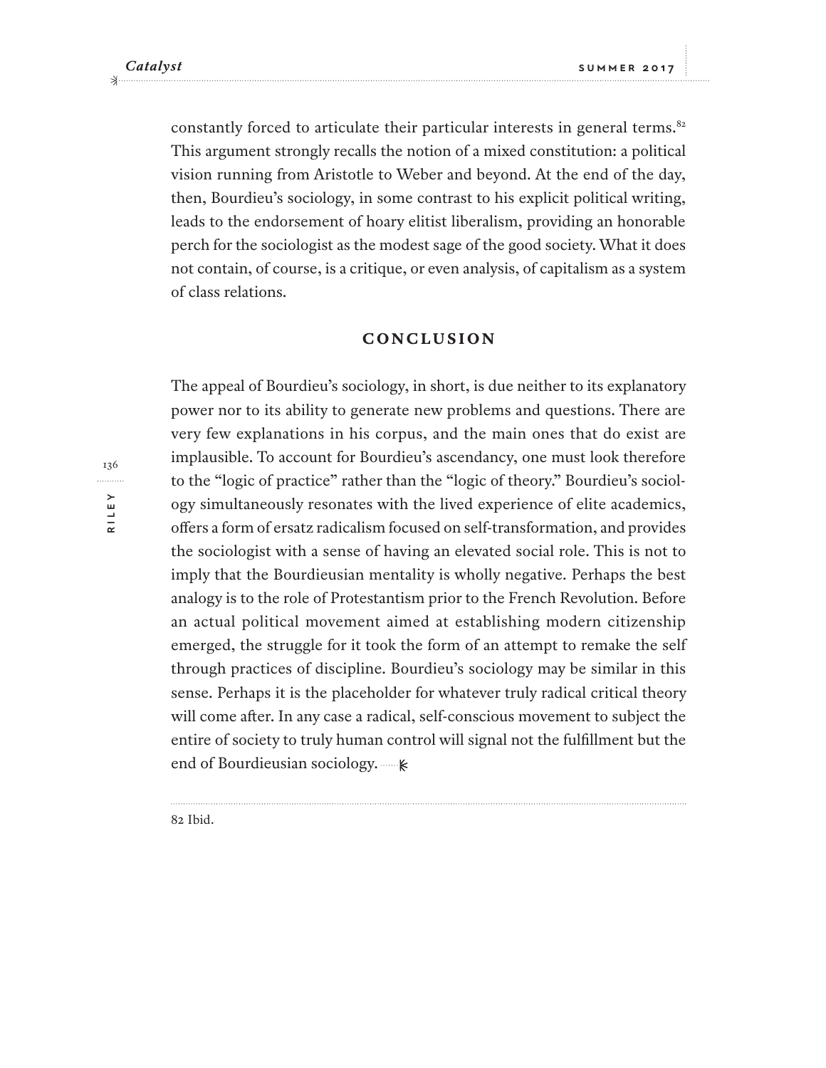constantly forced to articulate their particular interests in general terms.[82] This argument strongly recalls the notion of a mixed constitution: a political vision running from Aristotle to Weber and beyond. At the end of the day, then, Bourdieu's sociology, in some contrast to his explicit political writing, leads to the endorsement of hoary elitist liberalism, providing an honorable perch for the sociologist as the modest sage of the good society. What it does not contain, of course, is a critique, or even analysis, of capitalism as a system of class relations.

## CONCLUSION

The appeal of Bourdieu's sociology, in short, is due neither to its explanatory power nor to its ability to generate new problems and questions. There are very few explanations in his corpus, and the main ones that do exist are implausible. To account for Bourdieu's ascendancy, one must look therefore to the "logic of practice" rather than the "logic of theory." Bourdieu's sociology simultaneously resonates with the lived experience of elite academics, offers a form of ersatz radicalism focused on self-transformation, and provides the sociologist with a sense of having an elevated social role. This is not to imply that the Bourdieusian mentality is wholly negative. Perhaps the best analogy is to the role of Protestantism prior to the French Revolution. Before an actual political movement aimed at establishing modern citizenship emerged, the struggle for it took the form of an attempt to remake the self through practices of discipline. Bourdieu's sociology may be similar in this sense. Perhaps it is the placeholder for whatever truly radical critical theory will come after. In any case a radical, self-conscious movement to subject the entire of society to truly human control will signal not the fulfillment but the end of Bourdieusian sociology.

---

82 Ibid.